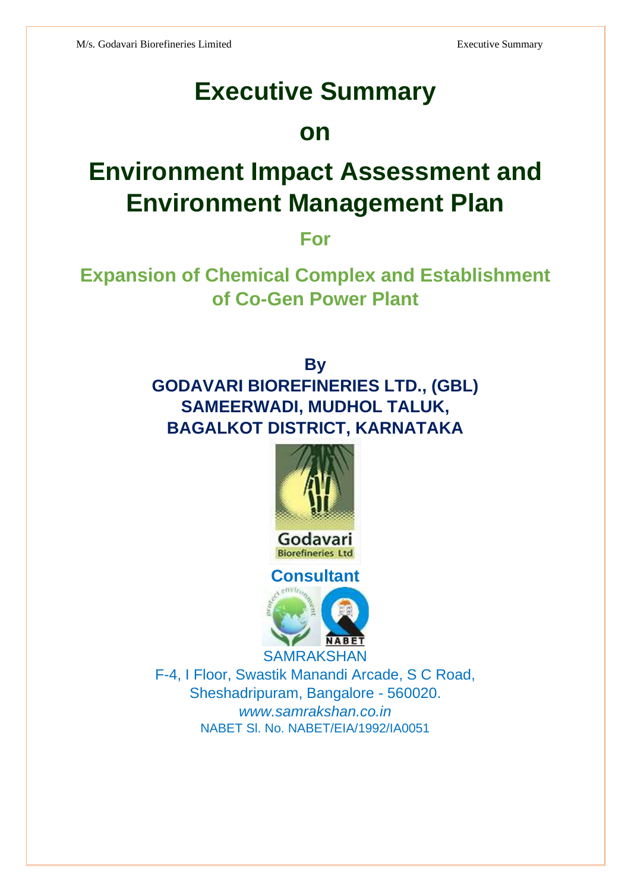# Executive Summary

# on

# Environment Impact Assessment and Environment Management Plan

## For

## Expansion of Chemical Complex and Establishment of Co-Gen Power Plant

**By**

**GODAVARI BIOREFINERIES LTD., (GBL)**
**SAMEERWADI, MUDHOL TALUK,**
**BAGALKOT DISTRICT, KARNATAKA**

Godavari
Biorefineries Ltd

**Consultant**

NABET

SAMRAKSHAN
F-4, I Floor, Swastik Manandi Arcade, S C Road,
Sheshadripuram, Bangalore - 560020.
*www.samrakshan.co.in*
NABET Sl. No. NABET/EIA/1992/IA0051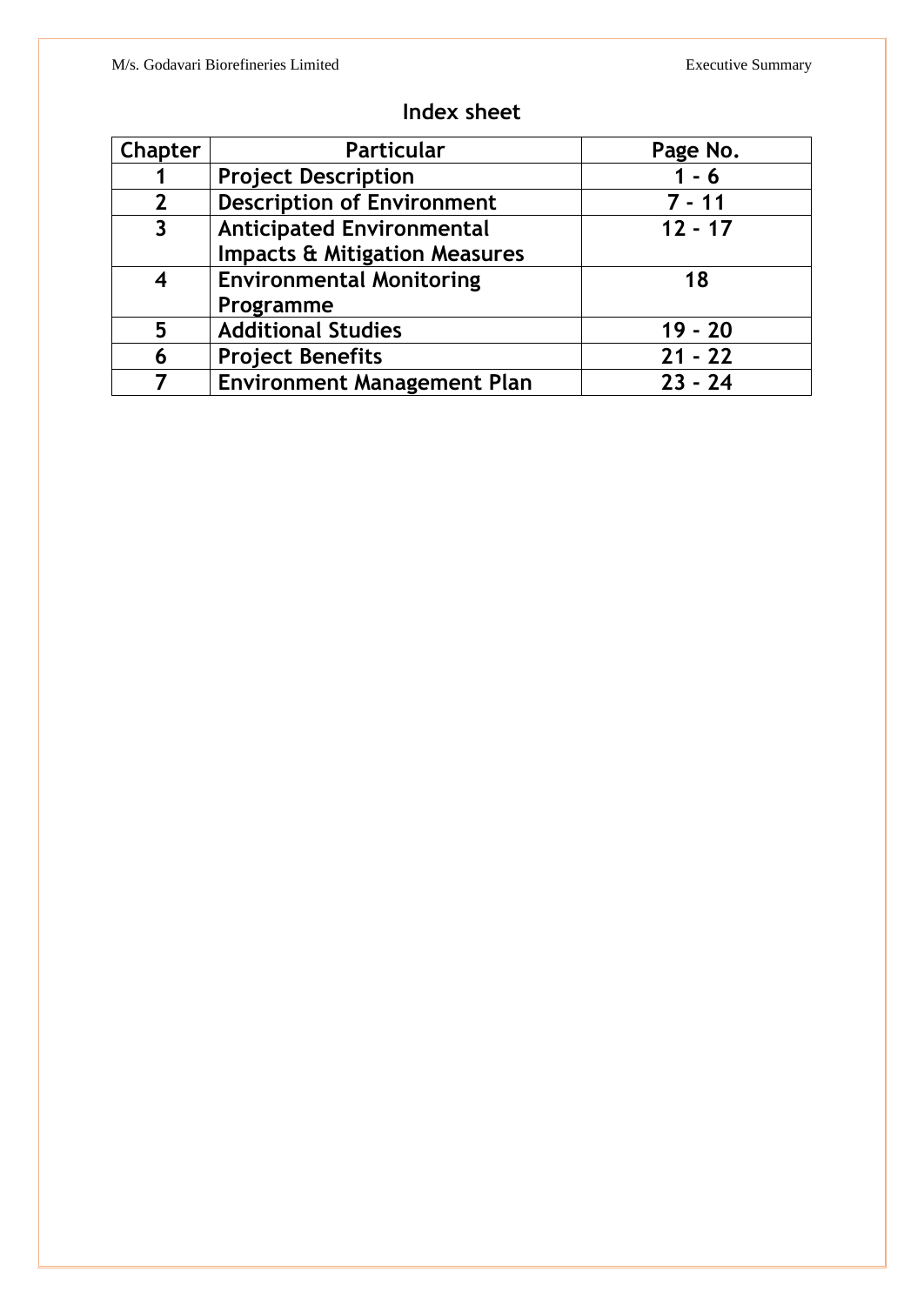## Index sheet

| Chapter | Particular | Page No. |
|---|---|---|
| 1 | **Project Description** | 1 - 6 |
| 2 | **Description of Environment** | 7 - 11 |
| 3 | **Anticipated Environmental Impacts & Mitigation Measures** | 12 - 17 |
| 4 | **Environmental Monitoring Programme** | 18 |
| 5 | **Additional Studies** | 19 - 20 |
| 6 | **Project Benefits** | 21 - 22 |
| 7 | **Environment Management Plan** | 23 - 24 |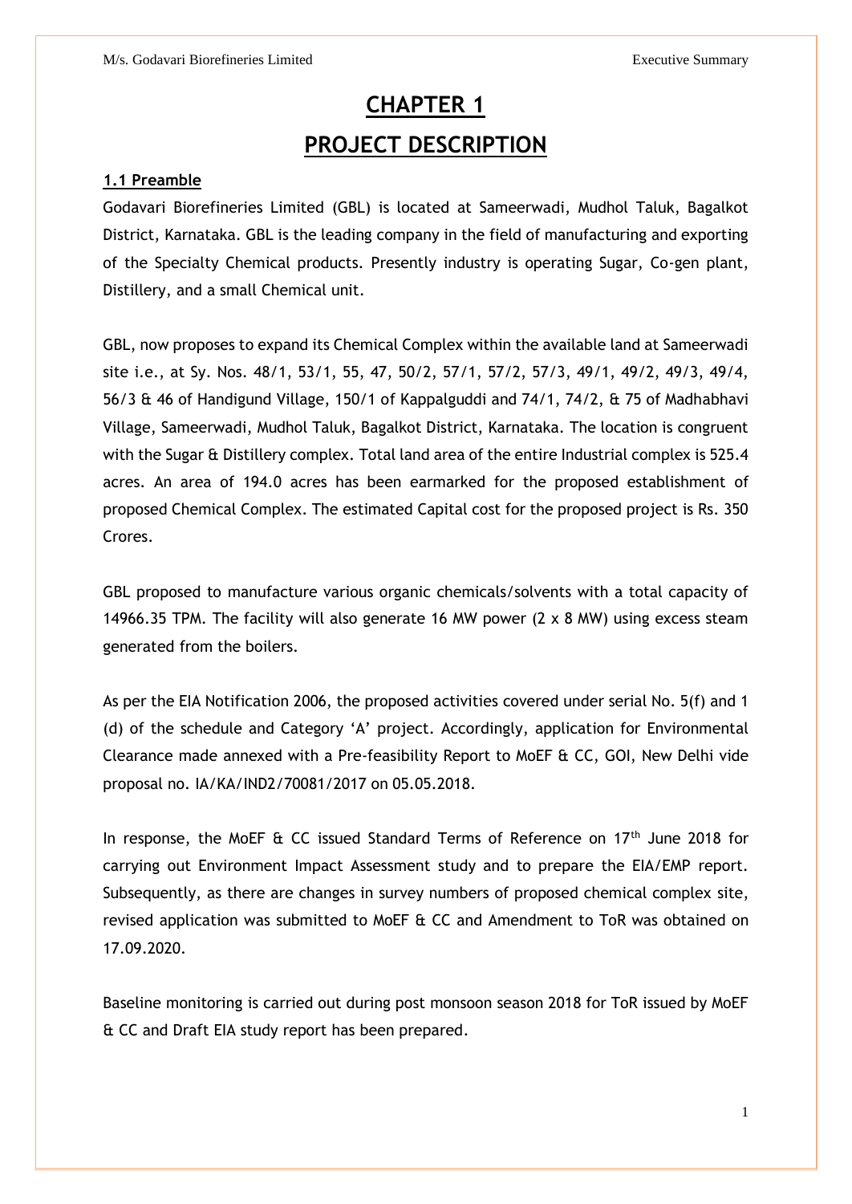# CHAPTER 1

# PROJECT DESCRIPTION

## 1.1 Preamble

Godavari Biorefineries Limited (GBL) is located at Sameerwadi, Mudhol Taluk, Bagalkot District, Karnataka. GBL is the leading company in the field of manufacturing and exporting of the Specialty Chemical products. Presently industry is operating Sugar, Co-gen plant, Distillery, and a small Chemical unit.

GBL, now proposes to expand its Chemical Complex within the available land at Sameerwadi site i.e., at Sy. Nos. 48/1, 53/1, 55, 47, 50/2, 57/1, 57/2, 57/3, 49/1, 49/2, 49/3, 49/4, 56/3 & 46 of Handigund Village, 150/1 of Kappalguddi and 74/1, 74/2, & 75 of Madhabhavi Village, Sameerwadi, Mudhol Taluk, Bagalkot District, Karnataka. The location is congruent with the Sugar & Distillery complex. Total land area of the entire Industrial complex is 525.4 acres. An area of 194.0 acres has been earmarked for the proposed establishment of proposed Chemical Complex. The estimated Capital cost for the proposed project is Rs. 350 Crores.

GBL proposed to manufacture various organic chemicals/solvents with a total capacity of 14966.35 TPM. The facility will also generate 16 MW power (2 x 8 MW) using excess steam generated from the boilers.

As per the EIA Notification 2006, the proposed activities covered under serial No. 5(f) and 1 (d) of the schedule and Category 'A' project. Accordingly, application for Environmental Clearance made annexed with a Pre-feasibility Report to MoEF & CC, GOI, New Delhi vide proposal no. IA/KA/IND2/70081/2017 on 05.05.2018.

In response, the MoEF & CC issued Standard Terms of Reference on 17th June 2018 for carrying out Environment Impact Assessment study and to prepare the EIA/EMP report. Subsequently, as there are changes in survey numbers of proposed chemical complex site, revised application was submitted to MoEF & CC and Amendment to ToR was obtained on 17.09.2020.

Baseline monitoring is carried out during post monsoon season 2018 for ToR issued by MoEF & CC and Draft EIA study report has been prepared.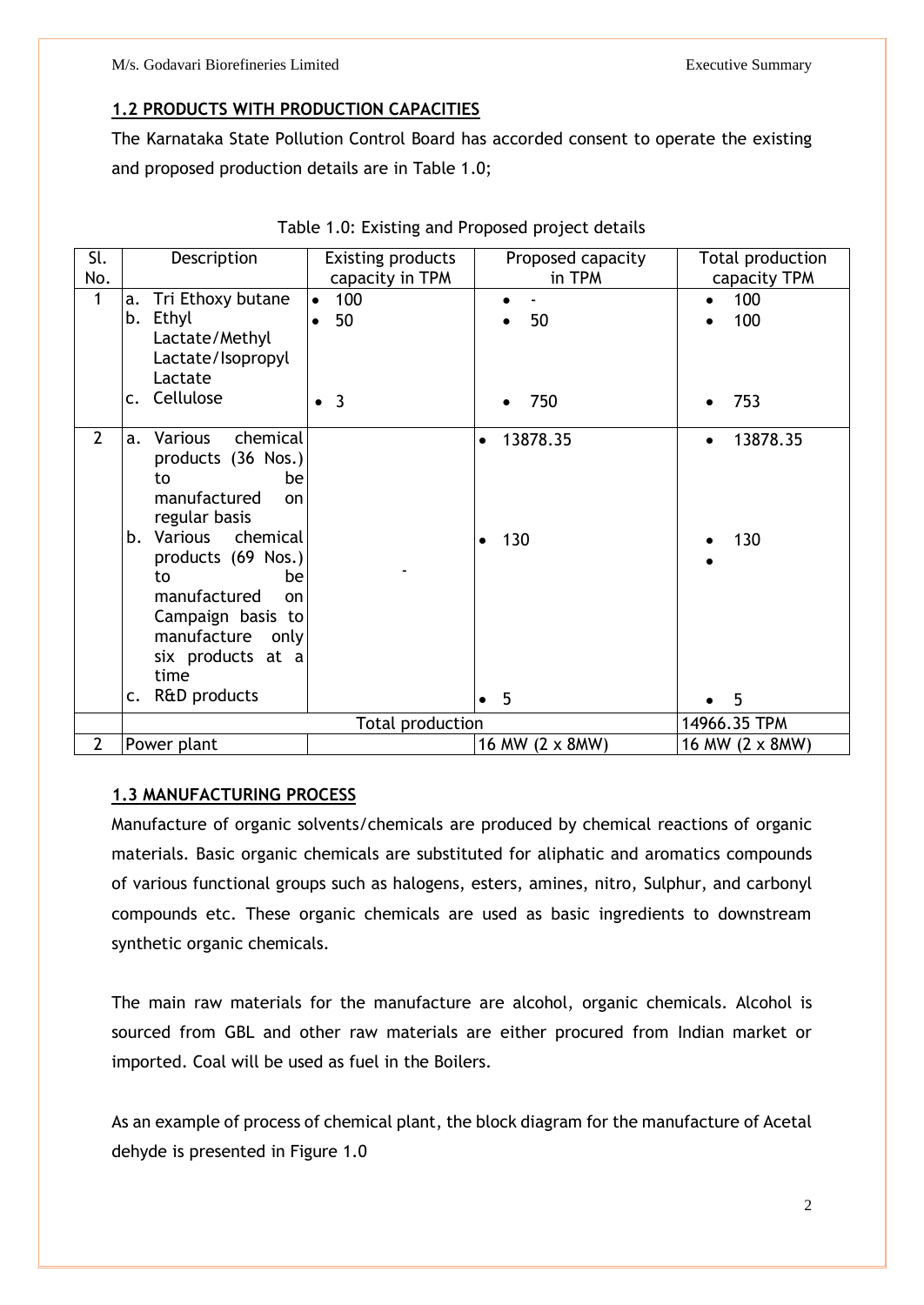## 1.2 PRODUCTS WITH PRODUCTION CAPACITIES

The Karnataka State Pollution Control Board has accorded consent to operate the existing and proposed production details are in Table 1.0;

Table 1.0: Existing and Proposed project details

| Sl. No. | Description | Existing products capacity in TPM | Proposed capacity in TPM | Total production capacity TPM |
|---|---|---|---|---|
| 1 | a. Tri Ethoxy butane<br>b. Ethyl Lactate/Methyl Lactate/Isopropyl Lactate<br>c. Cellulose | • 100<br>• 50<br>• 3 | • -<br>• 50<br>• 750 | • 100<br>• 100<br>• 753 |
| 2 | a. Various chemical products (36 Nos.) to be manufactured on regular basis<br>b. Various chemical products (69 Nos.) to be manufactured on Campaign basis to manufacture only six products at a time<br>c. R&D products | - | • 13878.35<br>• 130<br>• 5 | • 13878.35<br>• 130<br>•<br>• 5 |
| | Total production | | | 14966.35 TPM |
| 2 | Power plant | | 16 MW (2 x 8MW) | 16 MW (2 x 8MW) |

## 1.3 MANUFACTURING PROCESS

Manufacture of organic solvents/chemicals are produced by chemical reactions of organic materials. Basic organic chemicals are substituted for aliphatic and aromatics compounds of various functional groups such as halogens, esters, amines, nitro, Sulphur, and carbonyl compounds etc. These organic chemicals are used as basic ingredients to downstream synthetic organic chemicals.

The main raw materials for the manufacture are alcohol, organic chemicals. Alcohol is sourced from GBL and other raw materials are either procured from Indian market or imported. Coal will be used as fuel in the Boilers.

As an example of process of chemical plant, the block diagram for the manufacture of Acetal dehyde is presented in Figure 1.0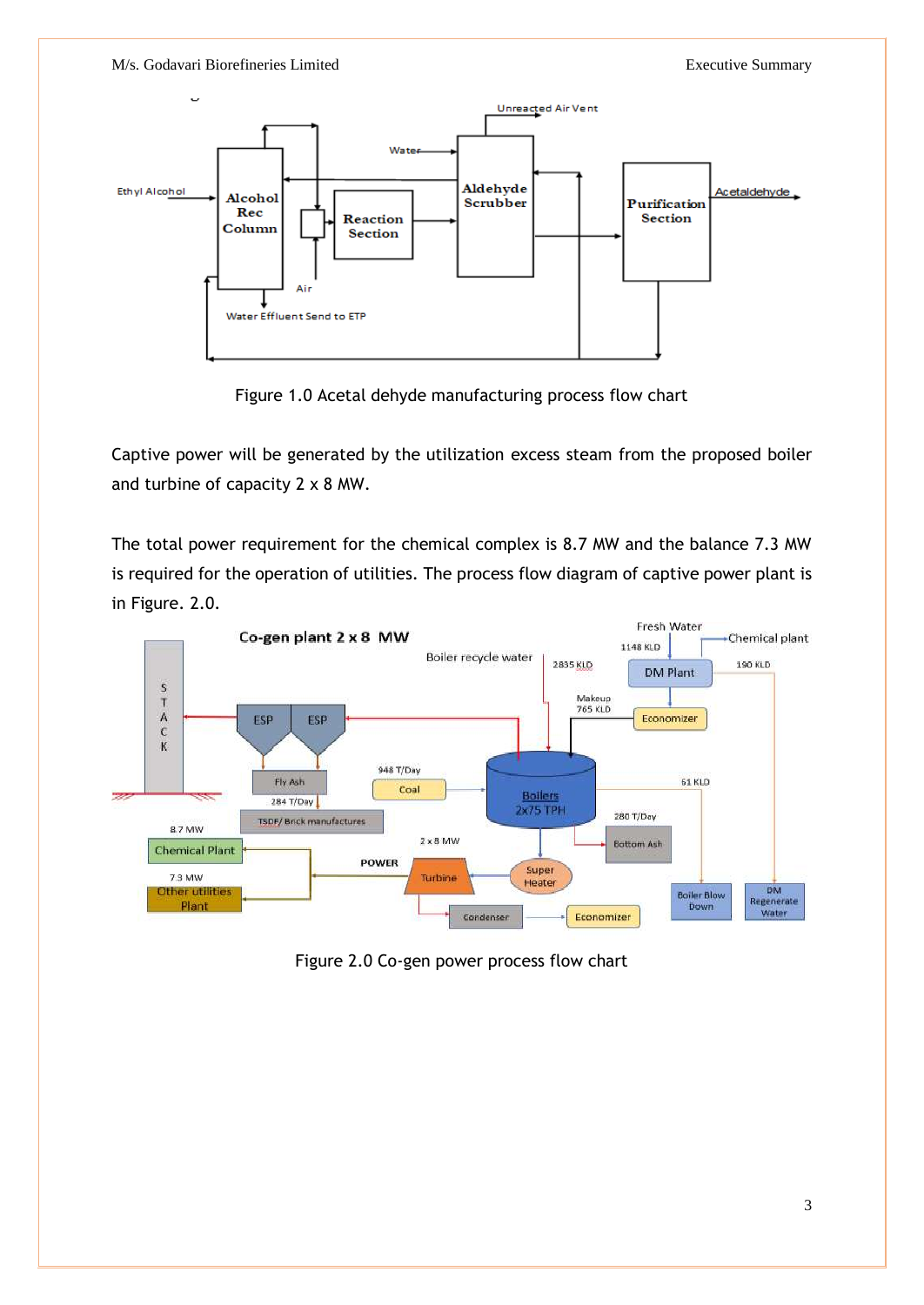Figure 1.0 Acetal dehyde manufacturing process flow chart

Captive power will be generated by the utilization excess steam from the proposed boiler and turbine of capacity 2 x 8 MW.

The total power requirement for the chemical complex is 8.7 MW and the balance 7.3 MW is required for the operation of utilities. The process flow diagram of captive power plant is in Figure. 2.0.

Figure 2.0 Co-gen power process flow chart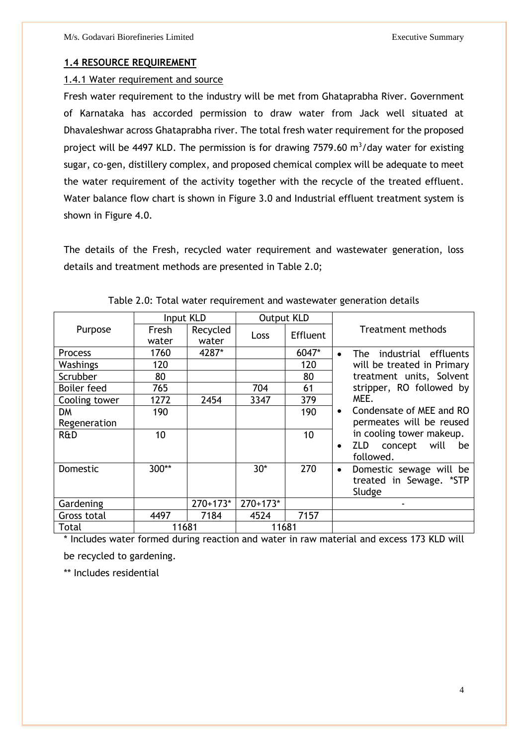## 1.4 RESOURCE REQUIREMENT

### 1.4.1 Water requirement and source

Fresh water requirement to the industry will be met from Ghataprabha River. Government of Karnataka has accorded permission to draw water from Jack well situated at Dhavaleshwar across Ghataprabha river. The total fresh water requirement for the proposed project will be 4497 KLD. The permission is for drawing 7579.60 $m^3$/day water for existing sugar, co-gen, distillery complex, and proposed chemical complex will be adequate to meet the water requirement of the activity together with the recycle of the treated effluent. Water balance flow chart is shown in Figure 3.0 and Industrial effluent treatment system is shown in Figure 4.0.

The details of the Fresh, recycled water requirement and wastewater generation, loss details and treatment methods are presented in Table 2.0;

Table 2.0: Total water requirement and wastewater generation details

| Purpose | Input KLD | | Output KLD | | Treatment methods |
|---|---|---|---|---|---|
| | Fresh water | Recycled water | Loss | Effluent | |
| Process | 1760 | 4287* | | 6047* | • The industrial effluents will be treated in Primary treatment units, Solvent stripper, RO followed by MEE.<br>• Condensate of MEE and RO permeates will be reused in cooling tower makeup.<br>• ZLD concept will be followed. |
| Washings | 120 | | | 120 | |
| Scrubber | 80 | | | 80 | |
| Boiler feed | 765 | | 704 | 61 | |
| Cooling tower | 1272 | 2454 | 3347 | 379 | |
| DM Regeneration | 190 | | | 190 | |
| R&D | 10 | | | 10 | |
| Domestic | 300** | | 30* | 270 | • Domestic sewage will be treated in Sewage. *STP Sludge |
| Gardening | | 270+173* | 270+173* | | - |
| Gross total | 4497 | 7184 | 4524 | 7157 | |
| Total | 11681 | | 11681 | | |

\* Includes water formed during reaction and water in raw material and excess 173 KLD will be recycled to gardening.

** Includes residential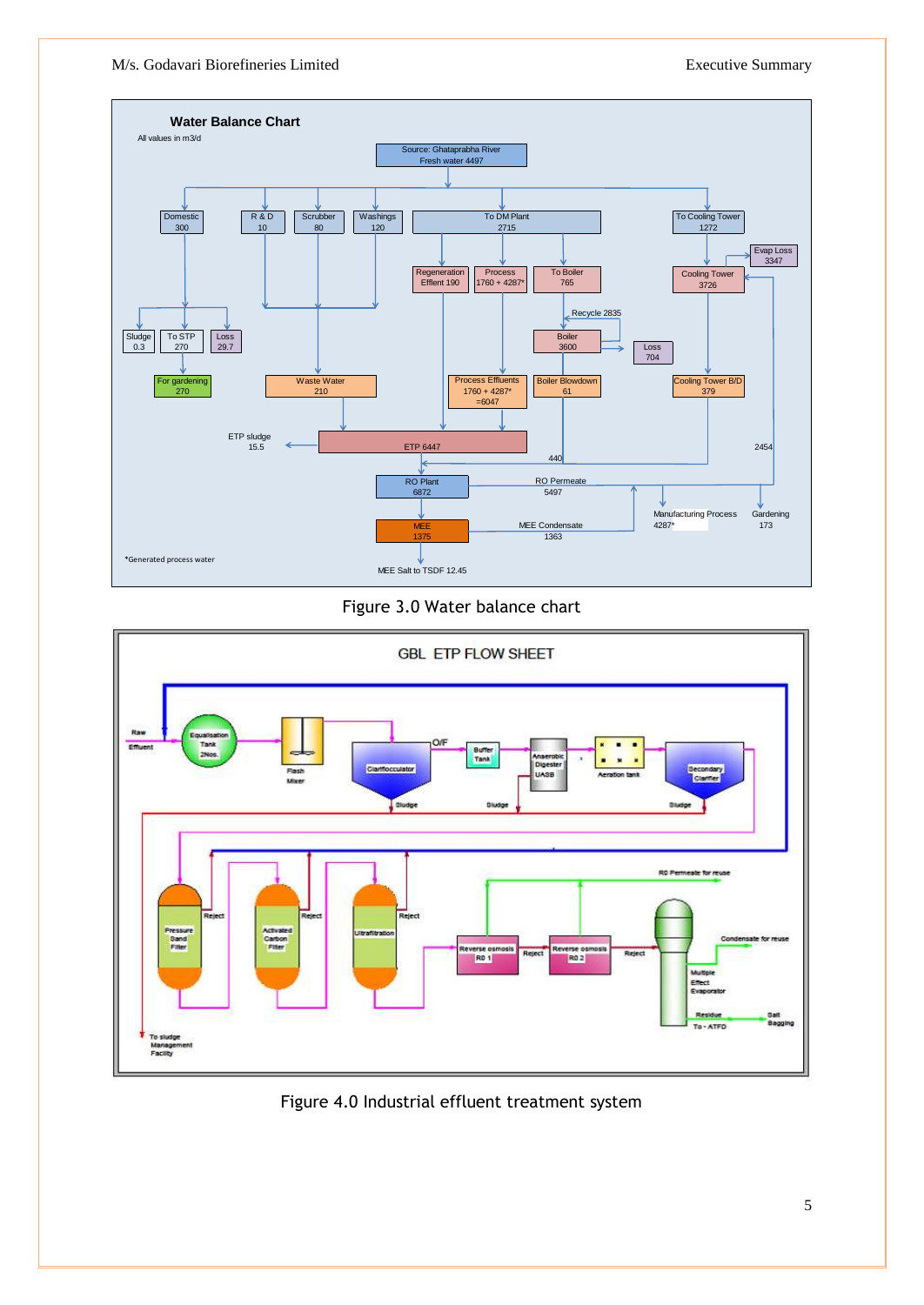**Water Balance Chart**

All values in m3/d

Source: Ghataprabha River Fresh water 4497

Domestic 300 | R & D 10 | Scrubber 80 | Washings 120 | To DM Plant 2715 | To Cooling Tower 1272

Regeneration Efflent 190 | Process 1760 + 4287* | To Boiler 765 | Evap Loss 3347 | Cooling Tower 3726

Recycle 2835

Sludge 0.3 | To STP 270 | Loss 29.7 | Boiler 3600 | Loss 704

For gardening 270 | Waste Water 210 | Process Effluents 1760 + 4287* =6047 | Boiler Blowdown 61 | Cooling Tower B/D 379

ETP sludge 15.5 | ETP 6447 | 440 | 2454

RO Plant 6872 | RO Permeate 5497

Manufacturing Process 4287* | Gardening 173

MEE 1375 | MEE Condensate 1363

*Generated process water

MEE Salt to TSDF 12.45

Figure 3.0 Water balance chart

**GBL ETP FLOW SHEET**

Raw Effluent → Equalisation Tank 2Nos. → Flash Mixer → Clariflocculator → O/F → Buffer Tank → Anaerobic Digester UASB → Aeration tank → Secondary Clarifier

Sludge | Sludge | Sludge

Pressure Sand Filter | Reject | Activated Carbon Filter | Reject | Ultrafiltration | Reject

Reverse osmosis RO 1 | Reject | Reverse osmosis RO 2 | Reject | Multiple Effect Evaporator

RO Permeate for reuse | Condensate for reuse | Residue To - ATFD | Salt Bagging

To sludge Management Facility

Figure 4.0 Industrial effluent treatment system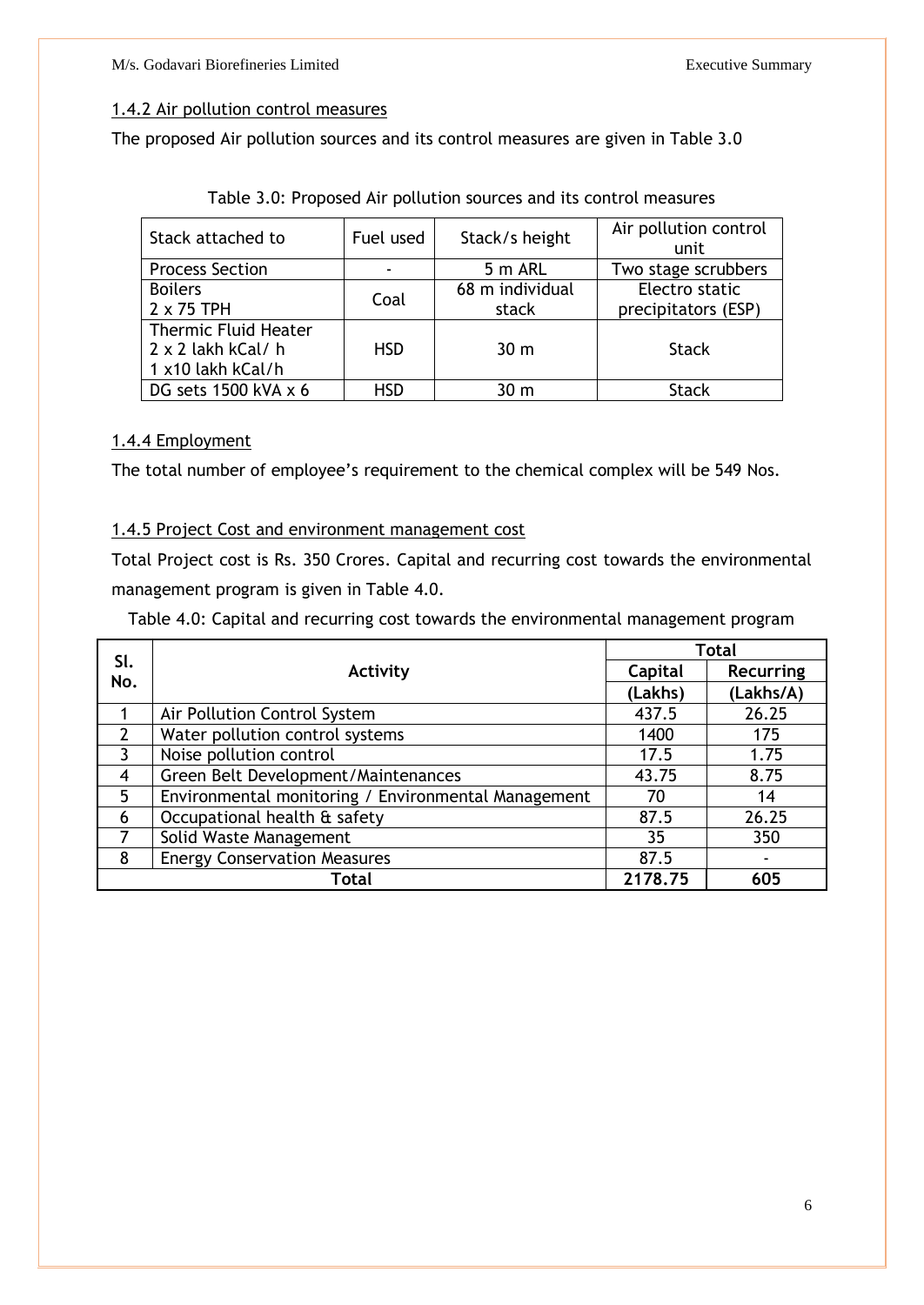### 1.4.2 Air pollution control measures

The proposed Air pollution sources and its control measures are given in Table 3.0

Table 3.0: Proposed Air pollution sources and its control measures

| Stack attached to | Fuel used | Stack/s height | Air pollution control unit |
|---|---|---|---|
| Process Section | - | 5 m ARL | Two stage scrubbers |
| Boilers<br>2 x 75 TPH | Coal | 68 m individual stack | Electro static precipitators (ESP) |
| Thermic Fluid Heater<br>2 x 2 lakh kCal/ h<br>1 x10 lakh kCal/h | HSD | 30 m | Stack |
| DG sets 1500 kVA x 6 | HSD | 30 m | Stack |

### 1.4.4 Employment

The total number of employee's requirement to the chemical complex will be 549 Nos.

### 1.4.5 Project Cost and environment management cost

Total Project cost is Rs. 350 Crores. Capital and recurring cost towards the environmental management program is given in Table 4.0.

Table 4.0: Capital and recurring cost towards the environmental management program

| Sl. No. | Activity | Total | |
|---|---|---|---|
| | | Capital (Lakhs) | Recurring (Lakhs/A) |
| 1 | Air Pollution Control System | 437.5 | 26.25 |
| 2 | Water pollution control systems | 1400 | 175 |
| 3 | Noise pollution control | 17.5 | 1.75 |
| 4 | Green Belt Development/Maintenances | 43.75 | 8.75 |
| 5 | Environmental monitoring / Environmental Management | 70 | 14 |
| 6 | Occupational health & safety | 87.5 | 26.25 |
| 7 | Solid Waste Management | 35 | 350 |
| 8 | Energy Conservation Measures | 87.5 | - |
| **Total** | | **2178.75** | **605** |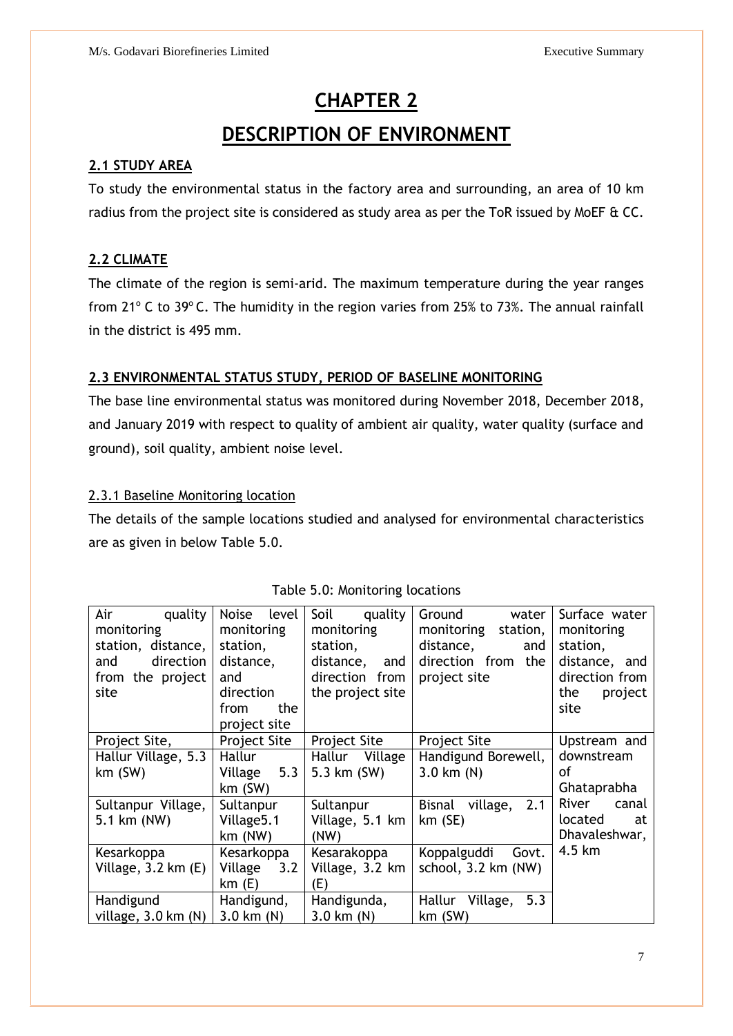# CHAPTER 2

# DESCRIPTION OF ENVIRONMENT

## 2.1 STUDY AREA

To study the environmental status in the factory area and surrounding, an area of 10 km radius from the project site is considered as study area as per the ToR issued by MoEF & CC.

## 2.2 CLIMATE

The climate of the region is semi-arid. The maximum temperature during the year ranges from 21° C to 39° C. The humidity in the region varies from 25% to 73%. The annual rainfall in the district is 495 mm.

## 2.3 ENVIRONMENTAL STATUS STUDY, PERIOD OF BASELINE MONITORING

The base line environmental status was monitored during November 2018, December 2018, and January 2019 with respect to quality of ambient air quality, water quality (surface and ground), soil quality, ambient noise level.

### 2.3.1 Baseline Monitoring location

The details of the sample locations studied and analysed for environmental characteristics are as given in below Table 5.0.

Table 5.0: Monitoring locations

| Air quality monitoring station, distance, and direction from the project site | Noise level monitoring station, distance, and direction from the project site | Soil quality monitoring station, distance, and direction from the project site | Ground water monitoring station, distance, and direction from the project site | Surface water monitoring station, distance, and direction from the project site |
|---|---|---|---|---|
| Project Site, | Project Site | Project Site | Project Site | Upstream and downstream of Ghataprabha River canal located at Dhavaleshwar, 4.5 km |
| Hallur Village, 5.3 km (SW) | Hallur Village 5.3 km (SW) | Hallur Village 5.3 km (SW) | Handigund Borewell, 3.0 km (N) | |
| Sultanpur Village, 5.1 km (NW) | Sultanpur Village5.1 km (NW) | Sultanpur Village, 5.1 km (NW) | Bisnal village, 2.1 km (SE) | |
| Kesarkoppa Village, 3.2 km (E) | Kesarkoppa Village 3.2 km (E) | Kesarakoppa Village, 3.2 km (E) | Koppalguddi Govt. school, 3.2 km (NW) | |
| Handigund village, 3.0 km (N) | Handigund, 3.0 km (N) | Handigunda, 3.0 km (N) | Hallur Village, 5.3 km (SW) | |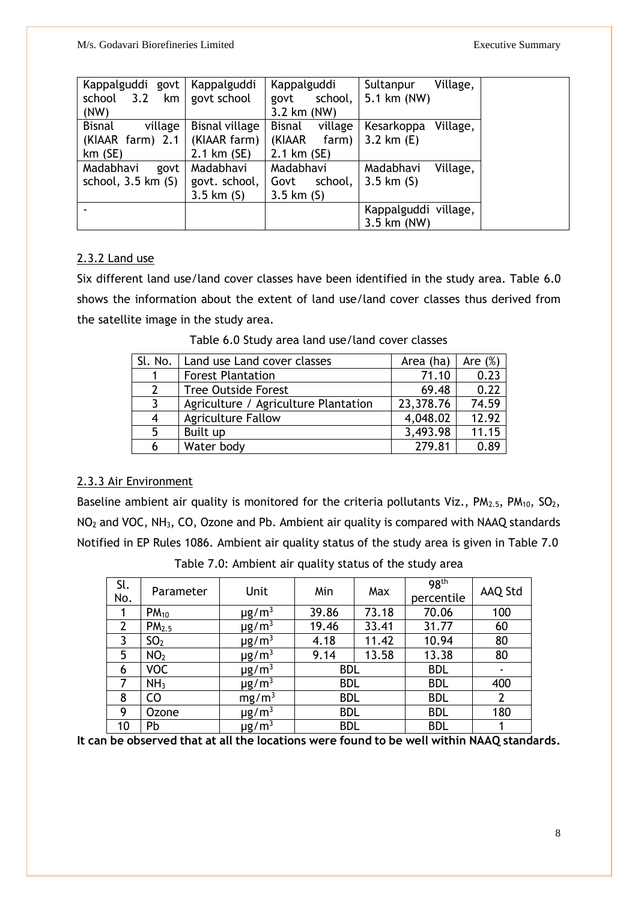| Kappalguddi govt school 3.2 km (NW) | Kappalguddi govt school | Kappalguddi govt school, 3.2 km (NW) | Sultanpur Village, 5.1 km (NW) | |
|---|---|---|---|---|
| Bisnal village (KIAAR farm) 2.1 km (SE) | Bisnal village (KIAAR farm) 2.1 km (SE) | Bisnal village (KIAAR farm) 2.1 km (SE) | Kesarkoppa Village, 3.2 km (E) | |
| Madabhavi govt school, 3.5 km (S) | Madabhavi govt. school, 3.5 km (S) | Madabhavi Govt school, 3.5 km (S) | Madabhavi Village, 3.5 km (S) | |
| - | | | Kappalguddi village, 3.5 km (NW) | |

### 2.3.2 Land use

Six different land use/land cover classes have been identified in the study area. Table 6.0 shows the information about the extent of land use/land cover classes thus derived from the satellite image in the study area.

Table 6.0 Study area land use/land cover classes

| Sl. No. | Land use Land cover classes | Area (ha) | Are (%) |
|---|---|---|---|
| 1 | Forest Plantation | 71.10 | 0.23 |
| 2 | Tree Outside Forest | 69.48 | 0.22 |
| 3 | Agriculture / Agriculture Plantation | 23,378.76 | 74.59 |
| 4 | Agriculture Fallow | 4,048.02 | 12.92 |
| 5 | Built up | 3,493.98 | 11.15 |
| 6 | Water body | 279.81 | 0.89 |

### 2.3.3 Air Environment

Baseline ambient air quality is monitored for the criteria pollutants Viz., $PM_{2.5}$, $PM_{10}$, $SO_2$, $NO_2$ and VOC, $NH_3$, CO, Ozone and Pb. Ambient air quality is compared with NAAQ standards Notified in EP Rules 1086. Ambient air quality status of the study area is given in Table 7.0

Table 7.0: Ambient air quality status of the study area

| Sl. No. | Parameter | Unit | Min | Max | 98th percentile | AAQ Std |
|---|---|---|---|---|---|---|
| 1 | $PM_{10}$ | $\mu g/m^3$ | 39.86 | 73.18 | 70.06 | 100 |
| 2 | $PM_{2.5}$ | $\mu g/m^3$ | 19.46 | 33.41 | 31.77 | 60 |
| 3 | $SO_2$ | $\mu g/m^3$ | 4.18 | 11.42 | 10.94 | 80 |
| 5 | $NO_2$ | $\mu g/m^3$ | 9.14 | 13.58 | 13.38 | 80 |
| 6 | VOC | $\mu g/m^3$ | BDL | | BDL | - |
| 7 | $NH_3$ | $\mu g/m^3$ | BDL | | BDL | 400 |
| 8 | CO | $mg/m^3$ | BDL | | BDL | 2 |
| 9 | Ozone | $\mu g/m^3$ | BDL | | BDL | 180 |
| 10 | Pb | $\mu g/m^3$ | BDL | | BDL | 1 |

**It can be observed that at all the locations were found to be well within NAAQ standards.**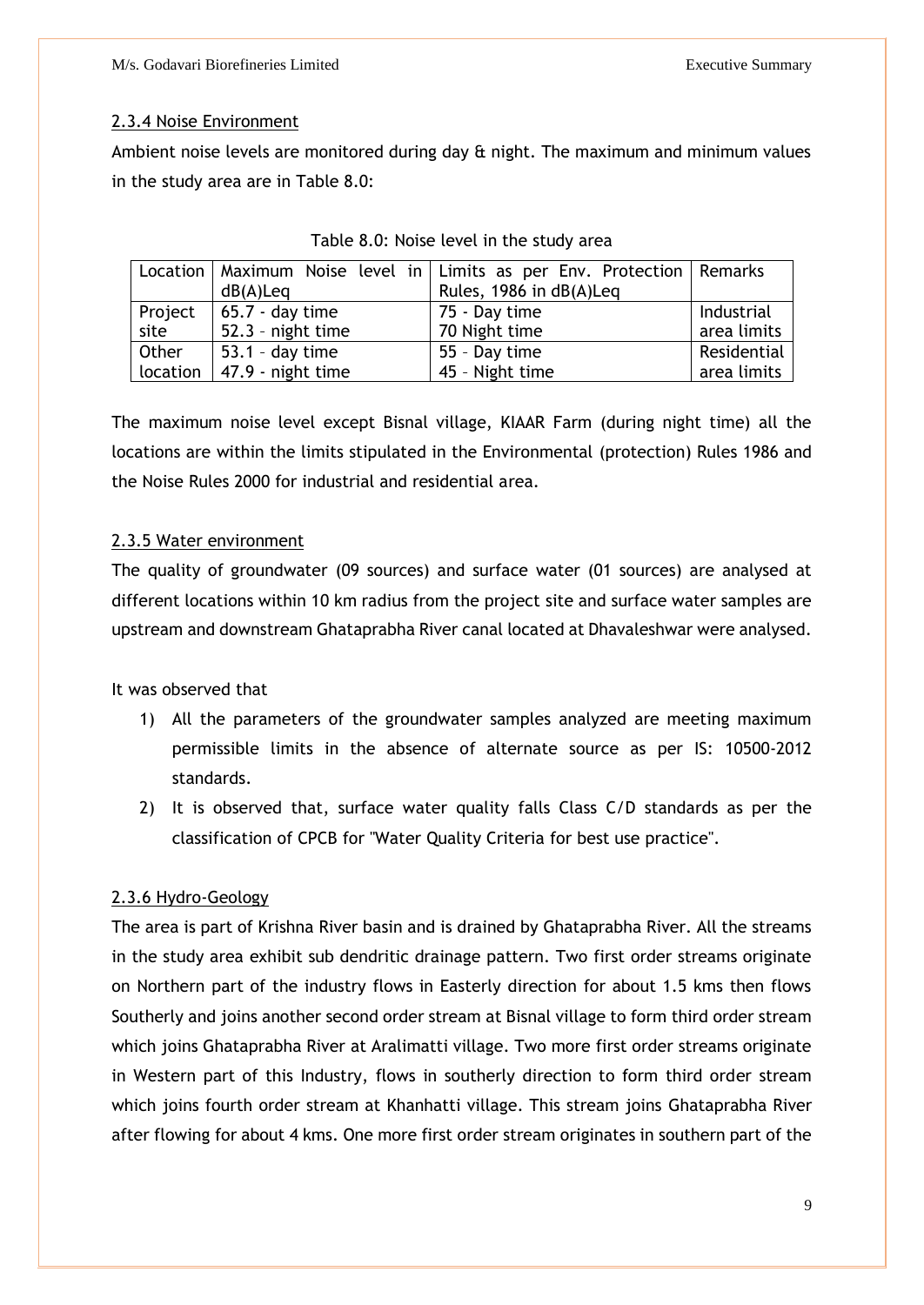#### 2.3.4 Noise Environment

Ambient noise levels are monitored during day & night. The maximum and minimum values in the study area are in Table 8.0:

Table 8.0: Noise level in the study area

| Location | Maximum Noise level in dB(A)Leq | Limits as per Env. Protection Rules, 1986 in dB(A)Leq | Remarks |
|---|---|---|---|
| Project site | 65.7 - day time<br>52.3 – night time | 75 - Day time<br>70 Night time | Industrial area limits |
| Other location | 53.1 – day time<br>47.9 - night time | 55 – Day time<br>45 – Night time | Residential area limits |

The maximum noise level except Bisnal village, KIAAR Farm (during night time) all the locations are within the limits stipulated in the Environmental (protection) Rules 1986 and the Noise Rules 2000 for industrial and residential area.

#### 2.3.5 Water environment

The quality of groundwater (09 sources) and surface water (01 sources) are analysed at different locations within 10 km radius from the project site and surface water samples are upstream and downstream Ghataprabha River canal located at Dhavaleshwar were analysed.

It was observed that

1) All the parameters of the groundwater samples analyzed are meeting maximum permissible limits in the absence of alternate source as per IS: 10500-2012 standards.
2) It is observed that, surface water quality falls Class C/D standards as per the classification of CPCB for "Water Quality Criteria for best use practice".

#### 2.3.6 Hydro-Geology

The area is part of Krishna River basin and is drained by Ghataprabha River. All the streams in the study area exhibit sub dendritic drainage pattern. Two first order streams originate on Northern part of the industry flows in Easterly direction for about 1.5 kms then flows Southerly and joins another second order stream at Bisnal village to form third order stream which joins Ghataprabha River at Aralimatti village. Two more first order streams originate in Western part of this Industry, flows in southerly direction to form third order stream which joins fourth order stream at Khanhatti village. This stream joins Ghataprabha River after flowing for about 4 kms. One more first order stream originates in southern part of the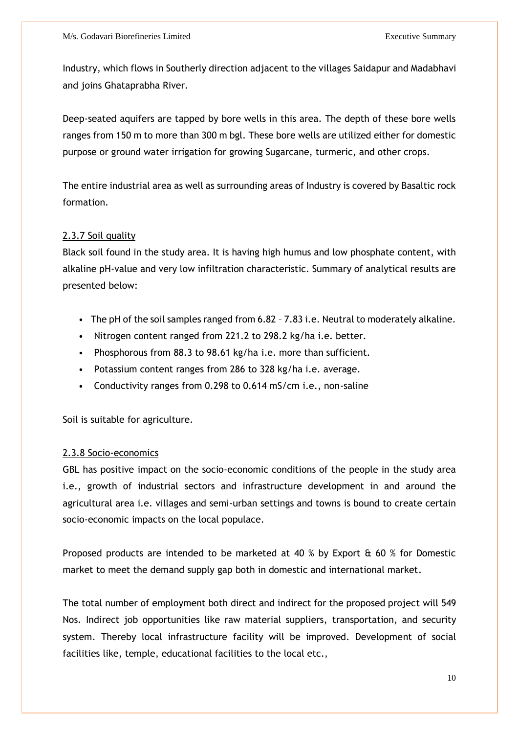Industry, which flows in Southerly direction adjacent to the villages Saidapur and Madabhavi and joins Ghataprabha River.

Deep-seated aquifers are tapped by bore wells in this area. The depth of these bore wells ranges from 150 m to more than 300 m bgl. These bore wells are utilized either for domestic purpose or ground water irrigation for growing Sugarcane, turmeric, and other crops.

The entire industrial area as well as surrounding areas of Industry is covered by Basaltic rock formation.

### 2.3.7 Soil quality

Black soil found in the study area. It is having high humus and low phosphate content, with alkaline pH-value and very low infiltration characteristic. Summary of analytical results are presented below:

- The pH of the soil samples ranged from 6.82 – 7.83 i.e. Neutral to moderately alkaline.
- Nitrogen content ranged from 221.2 to 298.2 kg/ha i.e. better.
- Phosphorous from 88.3 to 98.61 kg/ha i.e. more than sufficient.
- Potassium content ranges from 286 to 328 kg/ha i.e. average.
- Conductivity ranges from 0.298 to 0.614 mS/cm i.e., non-saline

Soil is suitable for agriculture.

### 2.3.8 Socio-economics

GBL has positive impact on the socio-economic conditions of the people in the study area i.e., growth of industrial sectors and infrastructure development in and around the agricultural area i.e. villages and semi-urban settings and towns is bound to create certain socio-economic impacts on the local populace.

Proposed products are intended to be marketed at 40 % by Export & 60 % for Domestic market to meet the demand supply gap both in domestic and international market.

The total number of employment both direct and indirect for the proposed project will 549 Nos. Indirect job opportunities like raw material suppliers, transportation, and security system. Thereby local infrastructure facility will be improved. Development of social facilities like, temple, educational facilities to the local etc.,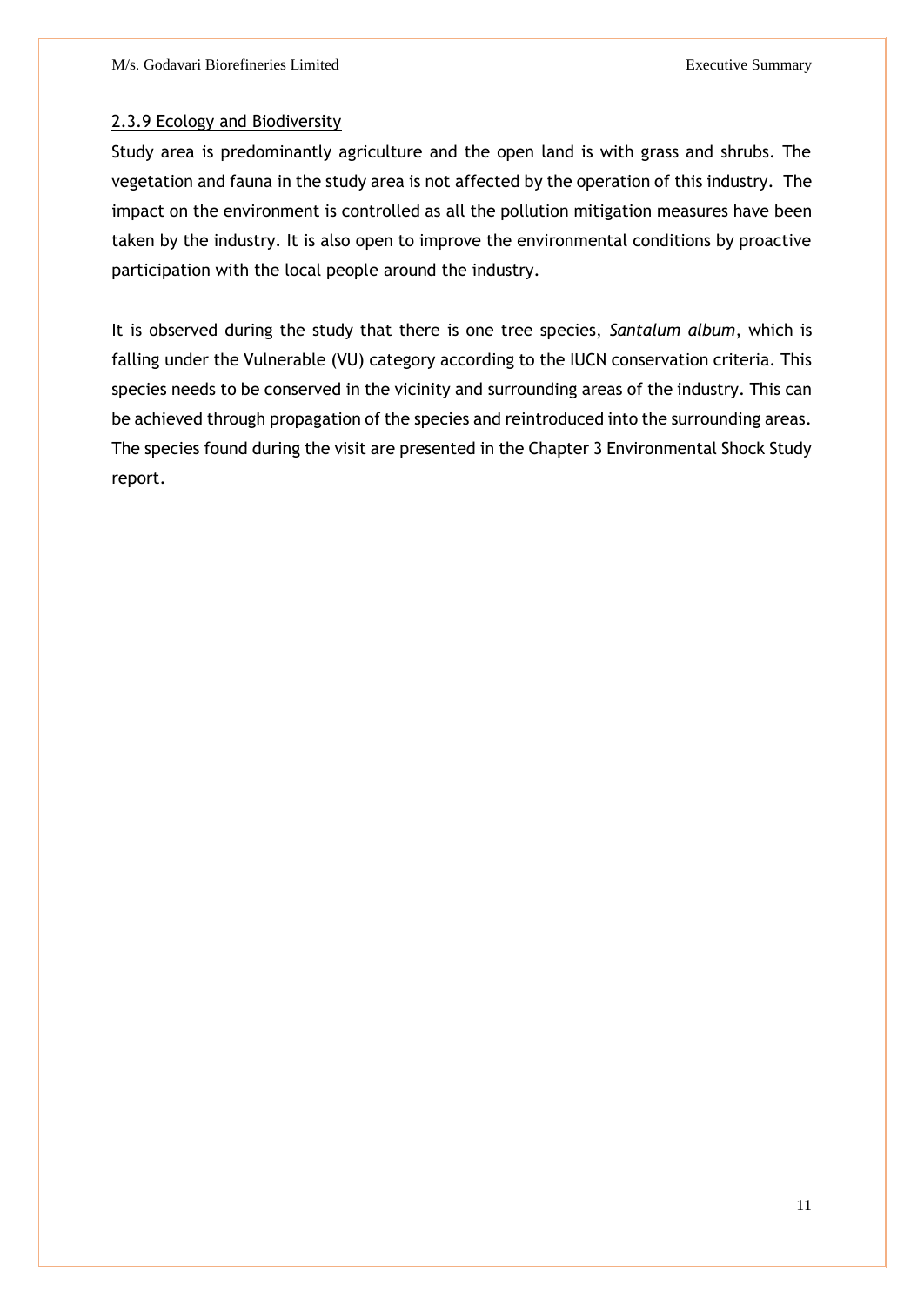#### 2.3.9 Ecology and Biodiversity

Study area is predominantly agriculture and the open land is with grass and shrubs. The vegetation and fauna in the study area is not affected by the operation of this industry. The impact on the environment is controlled as all the pollution mitigation measures have been taken by the industry. It is also open to improve the environmental conditions by proactive participation with the local people around the industry.

It is observed during the study that there is one tree species, *Santalum album*, which is falling under the Vulnerable (VU) category according to the IUCN conservation criteria. This species needs to be conserved in the vicinity and surrounding areas of the industry. This can be achieved through propagation of the species and reintroduced into the surrounding areas. The species found during the visit are presented in the Chapter 3 Environmental Shock Study report.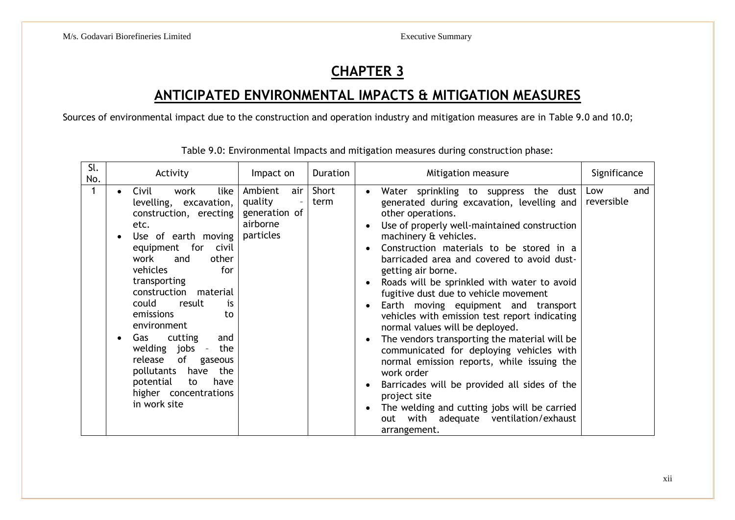# CHAPTER 3

## ANTICIPATED ENVIRONMENTAL IMPACTS & MITIGATION MEASURES

Sources of environmental impact due to the construction and operation industry and mitigation measures are in Table 9.0 and 10.0;

Table 9.0: Environmental Impacts and mitigation measures during construction phase:

| Sl. No. | Activity | Impact on | Duration | Mitigation measure | Significance |
|---|---|---|---|---|---|
| 1 | • Civil work like levelling, excavation, construction, erecting etc.<br>• Use of earth moving equipment for civil work and other vehicles for transporting construction material could result is emissions to environment<br>• Gas cutting and welding jobs - the release of gaseous pollutants have the potential to have higher concentrations in work site | Ambient air quality - generation of airborne particles | Short term | • Water sprinkling to suppress the dust generated during excavation, levelling and other operations.<br>• Use of properly well-maintained construction machinery & vehicles.<br>• Construction materials to be stored in a barricaded area and covered to avoid dust-getting air borne.<br>• Roads will be sprinkled with water to avoid fugitive dust due to vehicle movement<br>• Earth moving equipment and transport vehicles with emission test report indicating normal values will be deployed.<br>• The vendors transporting the material will be communicated for deploying vehicles with normal emission reports, while issuing the work order<br>• Barricades will be provided all sides of the project site<br>• The welding and cutting jobs will be carried out with adequate ventilation/exhaust arrangement. | Low and reversible |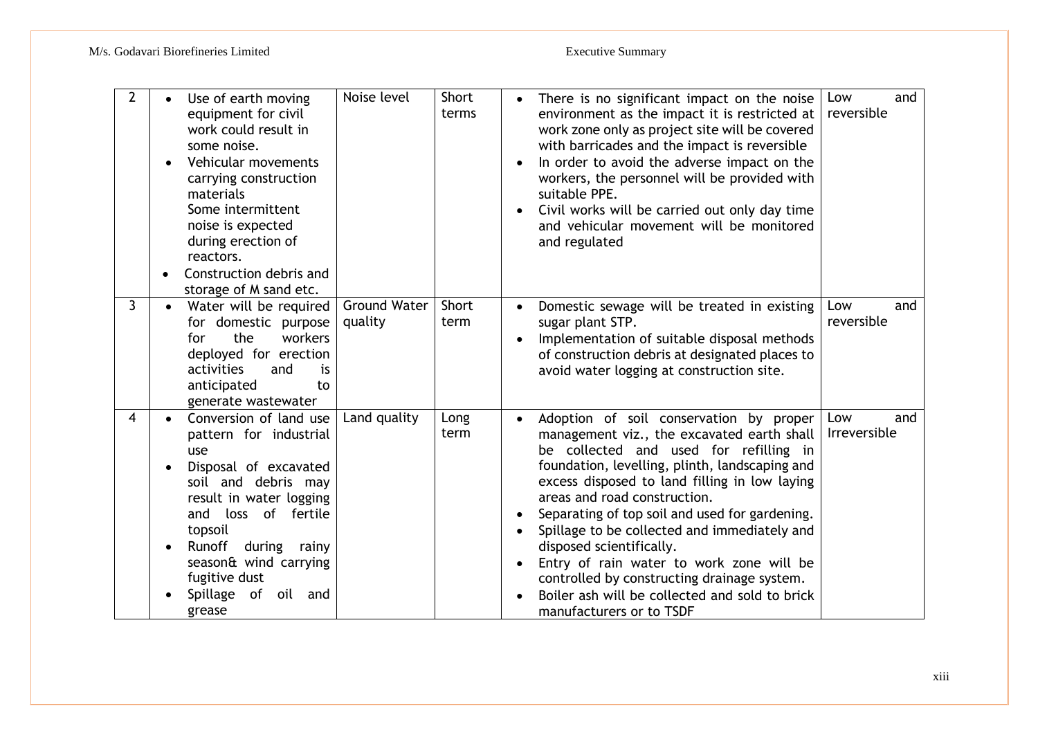| 2 | • Use of earth moving equipment for civil work could result in some noise.<br>• Vehicular movements carrying construction materials<br>Some intermittent noise is expected during erection of reactors.<br>• Construction debris and storage of M sand etc. | Noise level | Short terms | • There is no significant impact on the noise environment as the impact it is restricted at work zone only as project site will be covered with barricades and the impact is reversible<br>• In order to avoid the adverse impact on the workers, the personnel will be provided with suitable PPE.<br>• Civil works will be carried out only day time and vehicular movement will be monitored and regulated | Low and reversible |
|---|---|---|---|---|---|
| 3 | • Water will be required for domestic purpose for the workers deployed for erection activities and is anticipated to generate wastewater | Ground Water quality | Short term | • Domestic sewage will be treated in existing sugar plant STP.<br>• Implementation of suitable disposal methods of construction debris at designated places to avoid water logging at construction site. | Low and reversible |
| 4 | • Conversion of land use pattern for industrial use<br>• Disposal of excavated soil and debris may result in water logging and loss of fertile topsoil<br>• Runoff during rainy season& wind carrying fugitive dust<br>• Spillage of oil and grease | Land quality | Long term | • Adoption of soil conservation by proper management viz., the excavated earth shall be collected and used for refilling in foundation, levelling, plinth, landscaping and excess disposed to land filling in low laying areas and road construction.<br>• Separating of top soil and used for gardening.<br>• Spillage to be collected and immediately and disposed scientifically.<br>• Entry of rain water to work zone will be controlled by constructing drainage system.<br>• Boiler ash will be collected and sold to brick manufacturers or to TSDF | Low and Irreversible |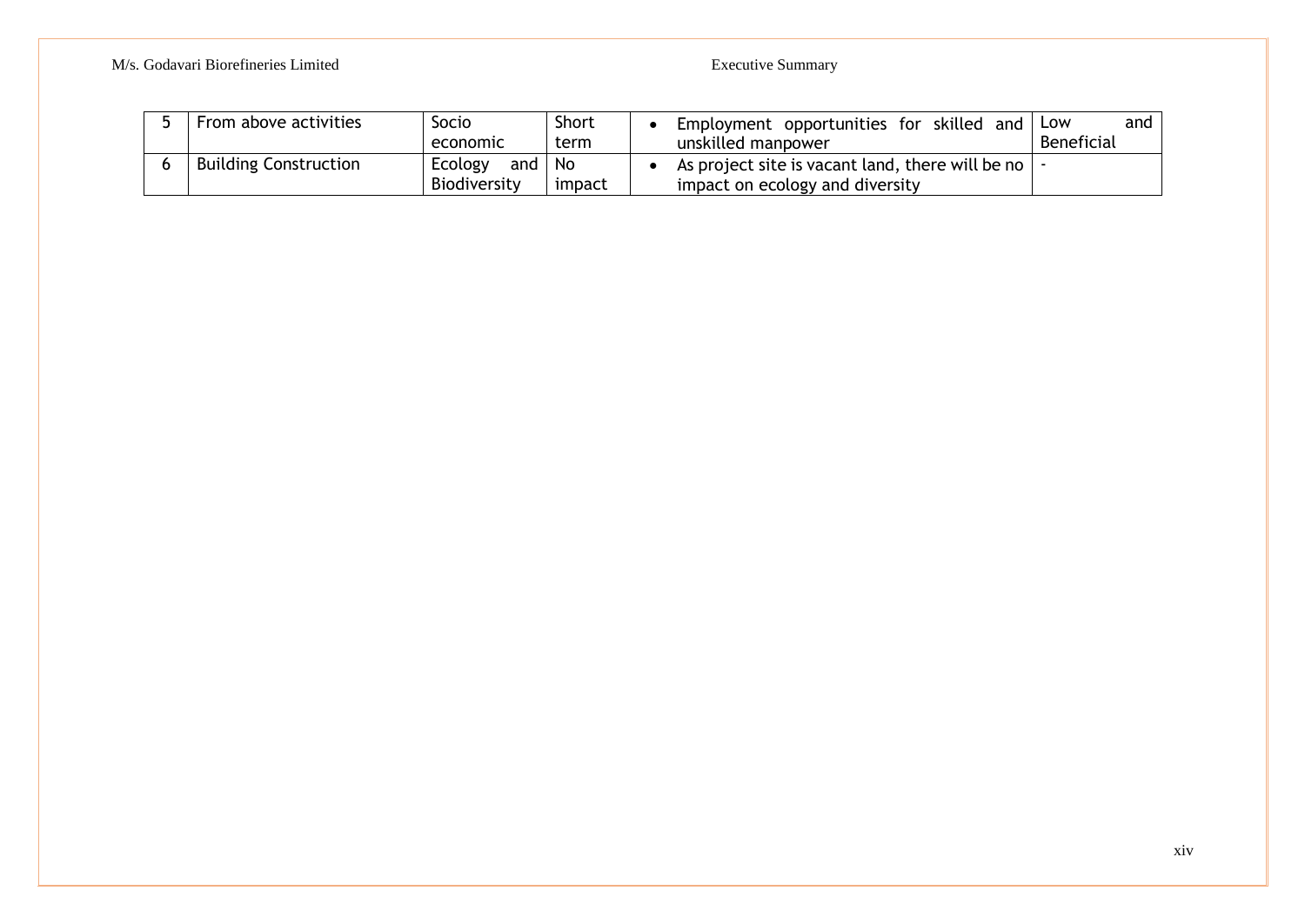| 5 | From above activities | Socio economic | Short term | • Employment opportunities for skilled and unskilled manpower | Low and Beneficial |
|---|---|---|---|---|---|
| 6 | Building Construction | Ecology and Biodiversity | No impact | • As project site is vacant land, there will be no impact on ecology and diversity | - |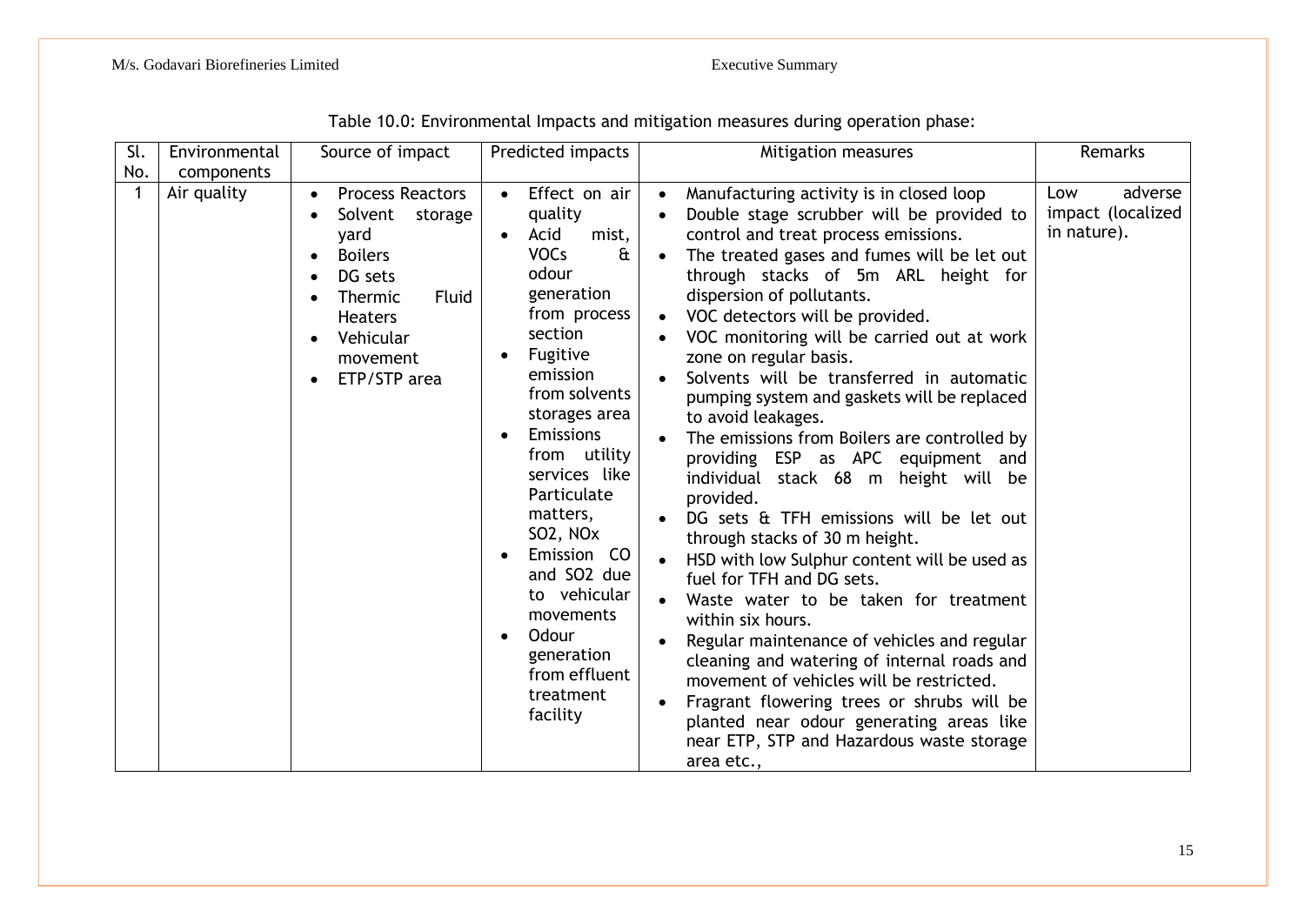Table 10.0: Environmental Impacts and mitigation measures during operation phase:

| Sl. No. | Environmental components | Source of impact | Predicted impacts | Mitigation measures | Remarks |
|---|---|---|---|---|---|
| 1 | Air quality | • Process Reactors<br>• Solvent storage yard<br>• Boilers<br>• DG sets<br>• Thermic Fluid Heaters<br>• Vehicular movement<br>• ETP/STP area | • Effect on air quality<br>• Acid mist, VOCs & odour generation from process section<br>• Fugitive emission from solvents storages area<br>• Emissions from utility services like Particulate matters, $SO_2$, $NO_x$<br>• Emission CO and $SO_2$ due to vehicular movements<br>• Odour generation from effluent treatment facility | • Manufacturing activity is in closed loop<br>• Double stage scrubber will be provided to control and treat process emissions.<br>• The treated gases and fumes will be let out through stacks of 5m ARL height for dispersion of pollutants.<br>• VOC detectors will be provided.<br>• VOC monitoring will be carried out at work zone on regular basis.<br>• Solvents will be transferred in automatic pumping system and gaskets will be replaced to avoid leakages.<br>• The emissions from Boilers are controlled by providing ESP as APC equipment and individual stack 68 m height will be provided.<br>• DG sets & TFH emissions will be let out through stacks of 30 m height.<br>• HSD with low Sulphur content will be used as fuel for TFH and DG sets.<br>• Waste water to be taken for treatment within six hours.<br>• Regular maintenance of vehicles and regular cleaning and watering of internal roads and movement of vehicles will be restricted.<br>• Fragrant flowering trees or shrubs will be planted near odour generating areas like near ETP, STP and Hazardous waste storage area etc., | Low adverse impact (localized in nature). |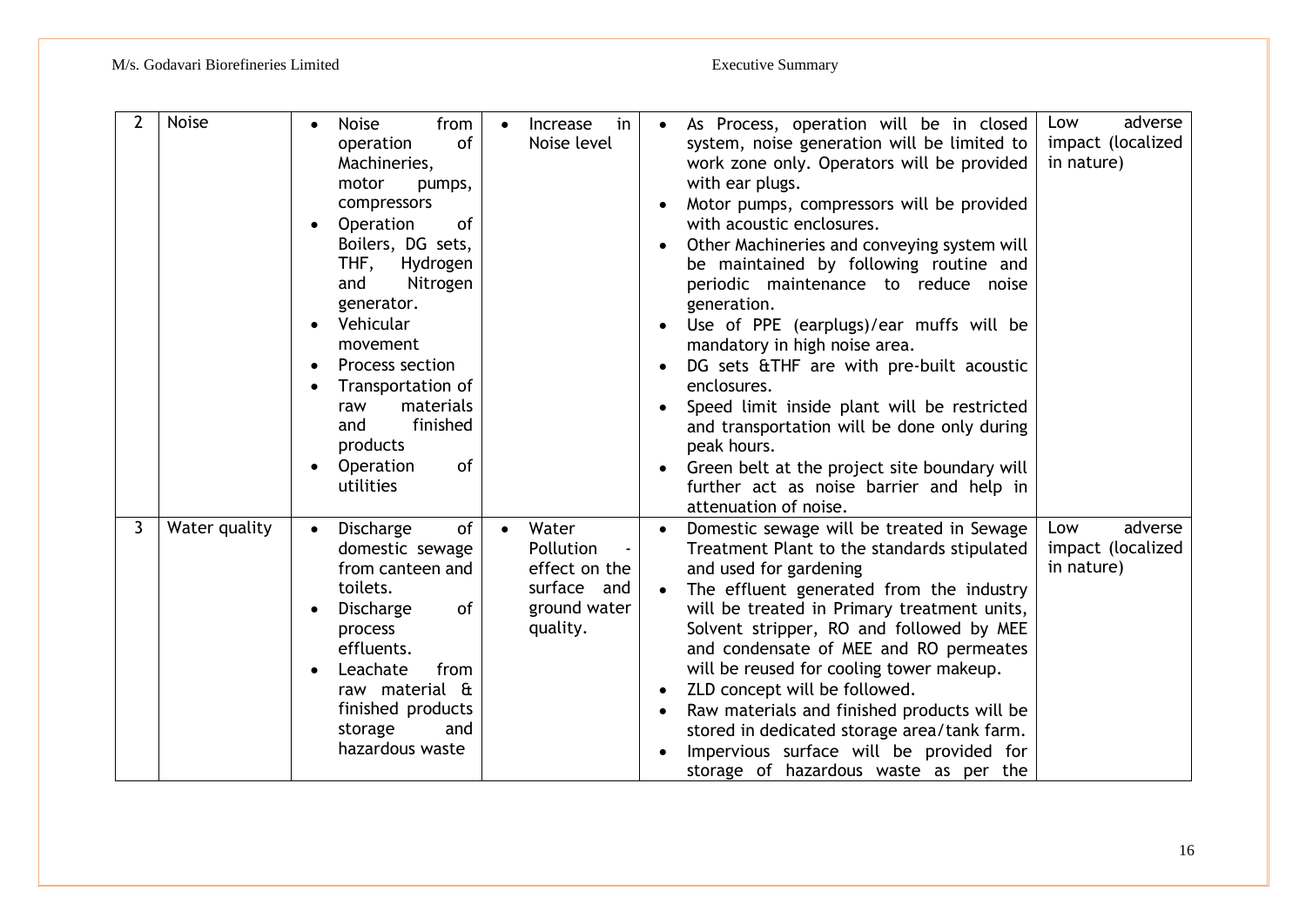| 2 | Noise | • Noise from operation of Machineries, motor pumps, compressors<br>• Operation of Boilers, DG sets, THF, Hydrogen and Nitrogen generator.<br>• Vehicular movement<br>• Process section<br>• Transportation of raw materials and finished products<br>• Operation of utilities | • Increase in Noise level | • As Process, operation will be in closed system, noise generation will be limited to work zone only. Operators will be provided with ear plugs.<br>• Motor pumps, compressors will be provided with acoustic enclosures.<br>• Other Machineries and conveying system will be maintained by following routine and periodic maintenance to reduce noise generation.<br>• Use of PPE (earplugs)/ear muffs will be mandatory in high noise area.<br>• DG sets &THF are with pre-built acoustic enclosures.<br>• Speed limit inside plant will be restricted and transportation will be done only during peak hours.<br>• Green belt at the project site boundary will further act as noise barrier and help in attenuation of noise. | Low adverse impact (localized in nature) |
|---|---|---|---|---|---|
| 3 | Water quality | • Discharge of domestic sewage from canteen and toilets.<br>• Discharge of process effluents.<br>• Leachate from raw material & finished products storage and hazardous waste | • Water Pollution - effect on the surface and ground water quality. | • Domestic sewage will be treated in Sewage Treatment Plant to the standards stipulated and used for gardening<br>• The effluent generated from the industry will be treated in Primary treatment units, Solvent stripper, RO and followed by MEE and condensate of MEE and RO permeates will be reused for cooling tower makeup.<br>• ZLD concept will be followed.<br>• Raw materials and finished products will be stored in dedicated storage area/tank farm.<br>• Impervious surface will be provided for storage of hazardous waste as per the | Low adverse impact (localized in nature) |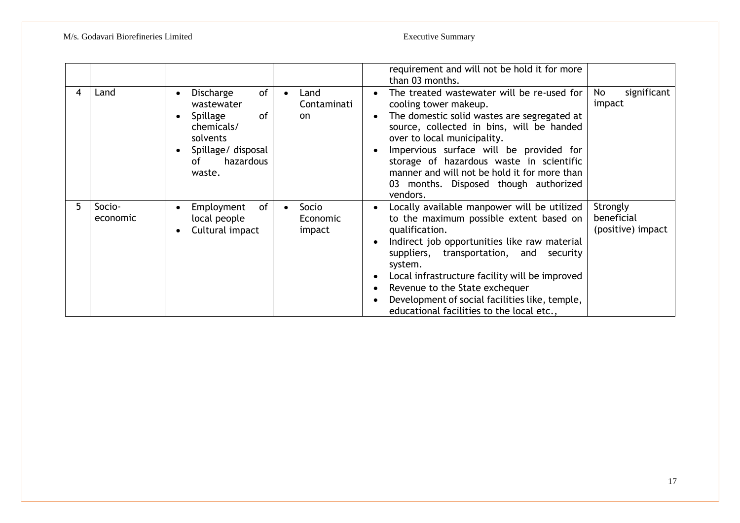|   |   |   |   | requirement and will not be hold it for more than 03 months. |   |
|---|---|---|---|---|---|
| 4 | Land | • Discharge of wastewater<br>• Spillage of chemicals/ solvents<br>• Spillage/ disposal of hazardous waste. | • Land Contamination | • The treated wastewater will be re-used for cooling tower makeup.<br>• The domestic solid wastes are segregated at source, collected in bins, will be handed over to local municipality.<br>• Impervious surface will be provided for storage of hazardous waste in scientific manner and will not be hold it for more than 03 months. Disposed though authorized vendors. | No significant impact |
| 5 | Socio-economic | • Employment of local people<br>• Cultural impact | • Socio Economic impact | • Locally available manpower will be utilized to the maximum possible extent based on qualification.<br>• Indirect job opportunities like raw material suppliers, transportation, and security system.<br>• Local infrastructure facility will be improved<br>• Revenue to the State exchequer<br>• Development of social facilities like, temple, educational facilities to the local etc., | Strongly beneficial (positive) impact |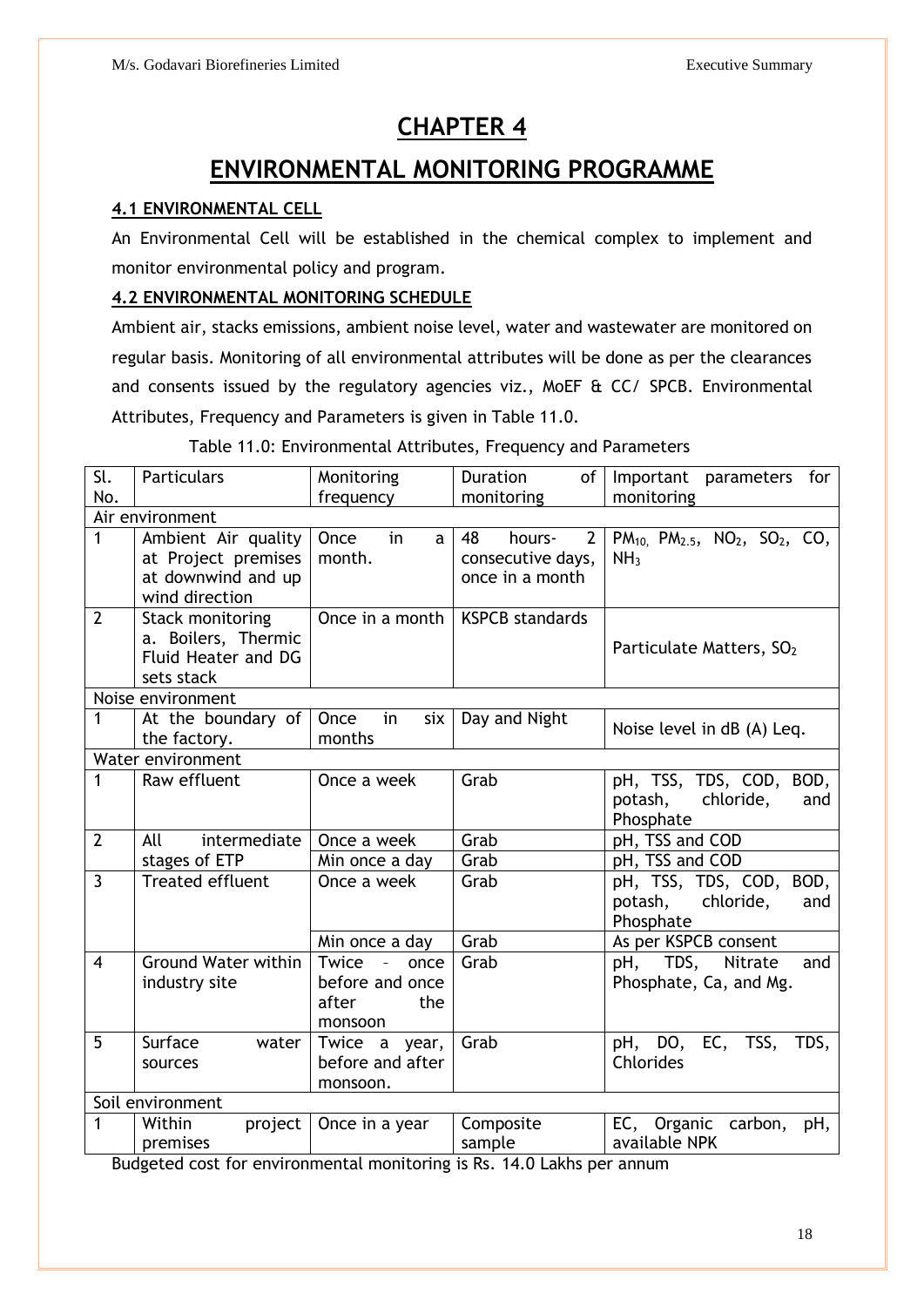# CHAPTER 4

# ENVIRONMENTAL MONITORING PROGRAMME

### 4.1 ENVIRONMENTAL CELL

An Environmental Cell will be established in the chemical complex to implement and monitor environmental policy and program.

### 4.2 ENVIRONMENTAL MONITORING SCHEDULE

Ambient air, stacks emissions, ambient noise level, water and wastewater are monitored on regular basis. Monitoring of all environmental attributes will be done as per the clearances and consents issued by the regulatory agencies viz., MoEF & CC/ SPCB. Environmental Attributes, Frequency and Parameters is given in Table 11.0.

Table 11.0: Environmental Attributes, Frequency and Parameters

| Sl. No. | Particulars | Monitoring frequency | Duration of monitoring | Important parameters for monitoring |
|---|---|---|---|---|
| Air environment | | | | |
| 1 | Ambient Air quality at Project premises at downwind and up wind direction | Once in a month. | 48 hours- 2 consecutive days, once in a month | $PM_{10}$, $PM_{2.5}$, $NO_2$, $SO_2$, CO, $NH_3$ |
| 2 | Stack monitoring a. Boilers, Thermic Fluid Heater and DG sets stack | Once in a month | KSPCB standards | Particulate Matters, $SO_2$ |
| Noise environment | | | | |
| 1 | At the boundary of the factory. | Once in six months | Day and Night | Noise level in dB (A) Leq. |
| Water environment | | | | |
| 1 | Raw effluent | Once a week | Grab | pH, TSS, TDS, COD, BOD, potash, chloride, and Phosphate |
| 2 | All intermediate stages of ETP | Once a week | Grab | pH, TSS and COD |
| | | Min once a day | Grab | pH, TSS and COD |
| 3 | Treated effluent | Once a week | Grab | pH, TSS, TDS, COD, BOD, potash, chloride, and Phosphate |
| | | Min once a day | Grab | As per KSPCB consent |
| 4 | Ground Water within industry site | Twice - once before and once after the monsoon | Grab | pH, TDS, Nitrate and Phosphate, Ca, and Mg. |
| 5 | Surface water sources | Twice a year, before and after monsoon. | Grab | pH, DO, EC, TSS, TDS, Chlorides |
| Soil environment | | | | |
| 1 | Within project premises | Once in a year | Composite sample | EC, Organic carbon, pH, available NPK |

Budgeted cost for environmental monitoring is Rs. 14.0 Lakhs per annum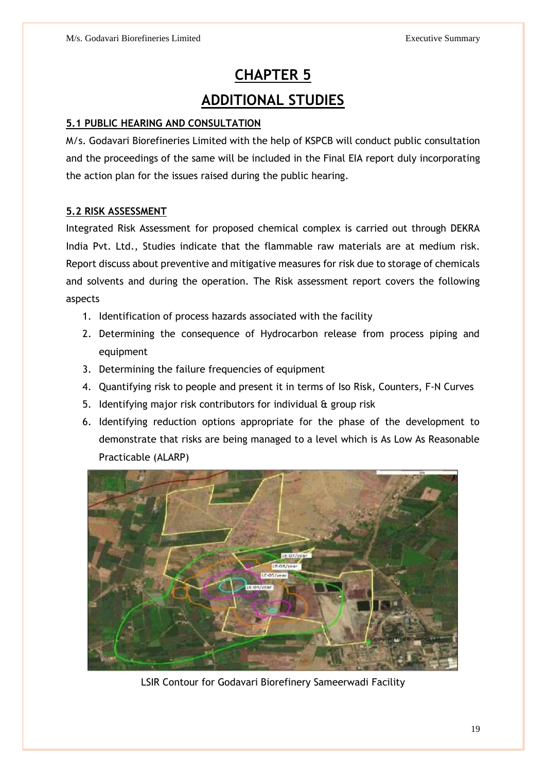# CHAPTER 5

# ADDITIONAL STUDIES

## 5.1 PUBLIC HEARING AND CONSULTATION

M/s. Godavari Biorefineries Limited with the help of KSPCB will conduct public consultation and the proceedings of the same will be included in the Final EIA report duly incorporating the action plan for the issues raised during the public hearing.

## 5.2 RISK ASSESSMENT

Integrated Risk Assessment for proposed chemical complex is carried out through DEKRA India Pvt. Ltd., Studies indicate that the flammable raw materials are at medium risk. Report discuss about preventive and mitigative measures for risk due to storage of chemicals and solvents and during the operation. The Risk assessment report covers the following aspects

1. Identification of process hazards associated with the facility
2. Determining the consequence of Hydrocarbon release from process piping and equipment
3. Determining the failure frequencies of equipment
4. Quantifying risk to people and present it in terms of Iso Risk, Counters, F-N Curves
5. Identifying major risk contributors for individual & group risk
6. Identifying reduction options appropriate for the phase of the development to demonstrate that risks are being managed to a level which is As Low As Reasonable Practicable (ALARP)

LSIR Contour for Godavari Biorefinery Sameerwadi Facility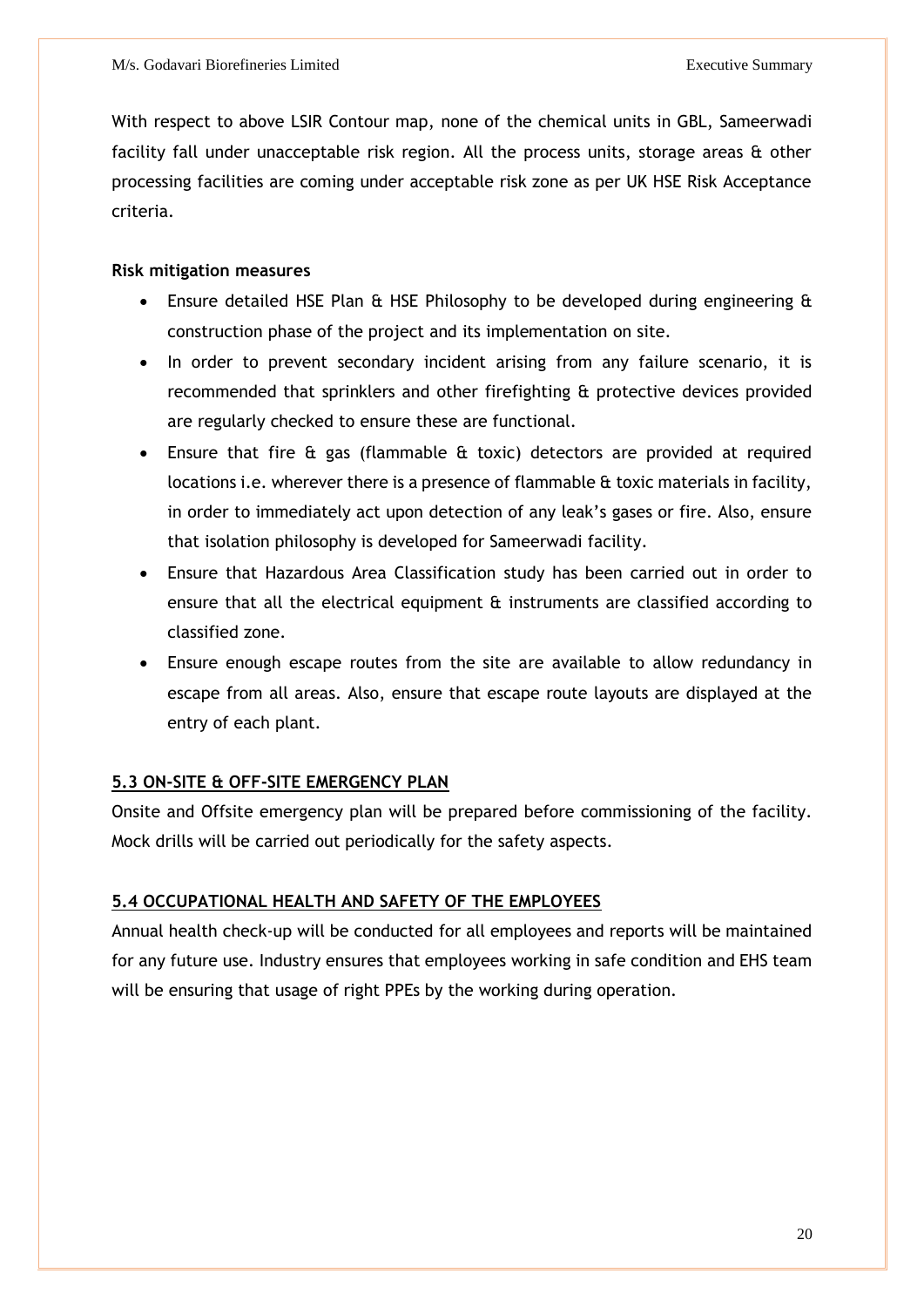With respect to above LSIR Contour map, none of the chemical units in GBL, Sameerwadi facility fall under unacceptable risk region. All the process units, storage areas & other processing facilities are coming under acceptable risk zone as per UK HSE Risk Acceptance criteria.

**Risk mitigation measures**

- Ensure detailed HSE Plan & HSE Philosophy to be developed during engineering & construction phase of the project and its implementation on site.
- In order to prevent secondary incident arising from any failure scenario, it is recommended that sprinklers and other firefighting & protective devices provided are regularly checked to ensure these are functional.
- Ensure that fire & gas (flammable & toxic) detectors are provided at required locations i.e. wherever there is a presence of flammable & toxic materials in facility, in order to immediately act upon detection of any leak's gases or fire. Also, ensure that isolation philosophy is developed for Sameerwadi facility.
- Ensure that Hazardous Area Classification study has been carried out in order to ensure that all the electrical equipment & instruments are classified according to classified zone.
- Ensure enough escape routes from the site are available to allow redundancy in escape from all areas. Also, ensure that escape route layouts are displayed at the entry of each plant.

## 5.3 ON-SITE & OFF-SITE EMERGENCY PLAN

Onsite and Offsite emergency plan will be prepared before commissioning of the facility. Mock drills will be carried out periodically for the safety aspects.

## 5.4 OCCUPATIONAL HEALTH AND SAFETY OF THE EMPLOYEES

Annual health check-up will be conducted for all employees and reports will be maintained for any future use. Industry ensures that employees working in safe condition and EHS team will be ensuring that usage of right PPEs by the working during operation.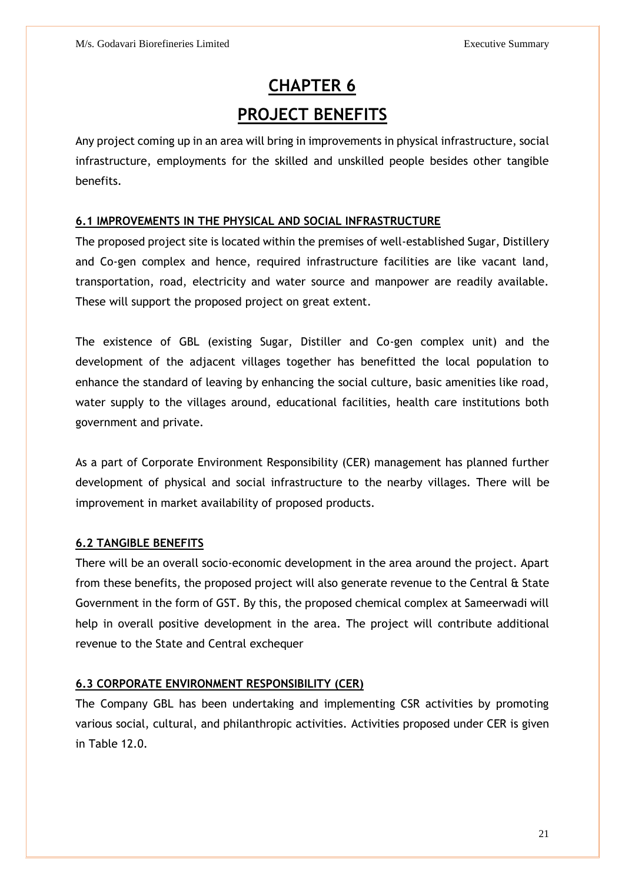# CHAPTER 6

# PROJECT BENEFITS

Any project coming up in an area will bring in improvements in physical infrastructure, social infrastructure, employments for the skilled and unskilled people besides other tangible benefits.

## 6.1 IMPROVEMENTS IN THE PHYSICAL AND SOCIAL INFRASTRUCTURE

The proposed project site is located within the premises of well-established Sugar, Distillery and Co-gen complex and hence, required infrastructure facilities are like vacant land, transportation, road, electricity and water source and manpower are readily available. These will support the proposed project on great extent.

The existence of GBL (existing Sugar, Distiller and Co-gen complex unit) and the development of the adjacent villages together has benefitted the local population to enhance the standard of leaving by enhancing the social culture, basic amenities like road, water supply to the villages around, educational facilities, health care institutions both government and private.

As a part of Corporate Environment Responsibility (CER) management has planned further development of physical and social infrastructure to the nearby villages. There will be improvement in market availability of proposed products.

## 6.2 TANGIBLE BENEFITS

There will be an overall socio-economic development in the area around the project. Apart from these benefits, the proposed project will also generate revenue to the Central & State Government in the form of GST. By this, the proposed chemical complex at Sameerwadi will help in overall positive development in the area. The project will contribute additional revenue to the State and Central exchequer

## 6.3 CORPORATE ENVIRONMENT RESPONSIBILITY (CER)

The Company GBL has been undertaking and implementing CSR activities by promoting various social, cultural, and philanthropic activities. Activities proposed under CER is given in Table 12.0.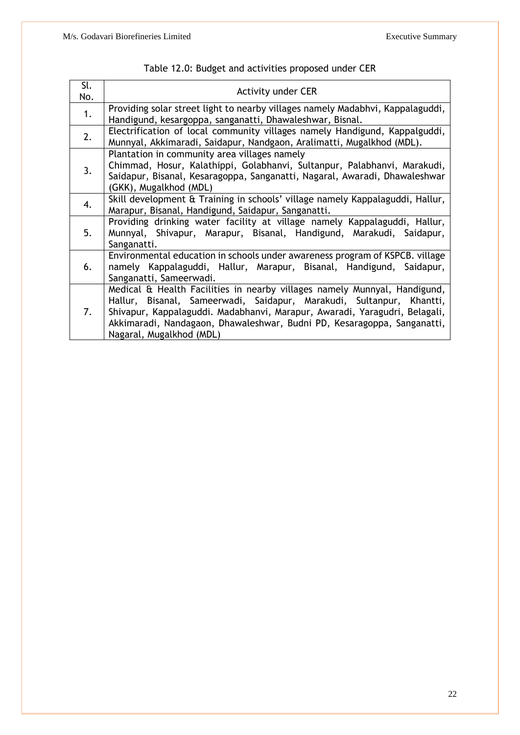Table 12.0: Budget and activities proposed under CER

| Sl. No. | Activity under CER |
|---|---|
| 1. | Providing solar street light to nearby villages namely Madabhvi, Kappalaguddi, Handigund, kesargoppa, sanganatti, Dhawaleshwar, Bisnal. |
| 2. | Electrification of local community villages namely Handigund, Kappalguddi, Munnyal, Akkimaradi, Saidapur, Nandgaon, Aralimatti, Mugalkhod (MDL). |
| 3. | Plantation in community area villages namely Chimmad, Hosur, Kalathippi, Golabhanvi, Sultanpur, Palabhanvi, Marakudi, Saidapur, Bisanal, Kesaragoppa, Sanganatti, Nagaral, Awaradi, Dhawaleshwar (GKK), Mugalkhod (MDL) |
| 4. | Skill development & Training in schools' village namely Kappalaguddi, Hallur, Marapur, Bisanal, Handigund, Saidapur, Sanganatti. |
| 5. | Providing drinking water facility at village namely Kappalaguddi, Hallur, Munnyal, Shivapur, Marapur, Bisanal, Handigund, Marakudi, Saidapur, Sanganatti. |
| 6. | Environmental education in schools under awareness program of KSPCB. village namely Kappalaguddi, Hallur, Marapur, Bisanal, Handigund, Saidapur, Sanganatti, Sameerwadi. |
| 7. | Medical & Health Facilities in nearby villages namely Munnyal, Handigund, Hallur, Bisanal, Sameerwadi, Saidapur, Marakudi, Sultanpur, Khantti, Shivapur, Kappalaguddi. Madabhanvi, Marapur, Awaradi, Yaragudri, Belagali, Akkimaradi, Nandagaon, Dhawaleshwar, Budni PD, Kesaragoppa, Sanganatti, Nagaral, Mugalkhod (MDL) |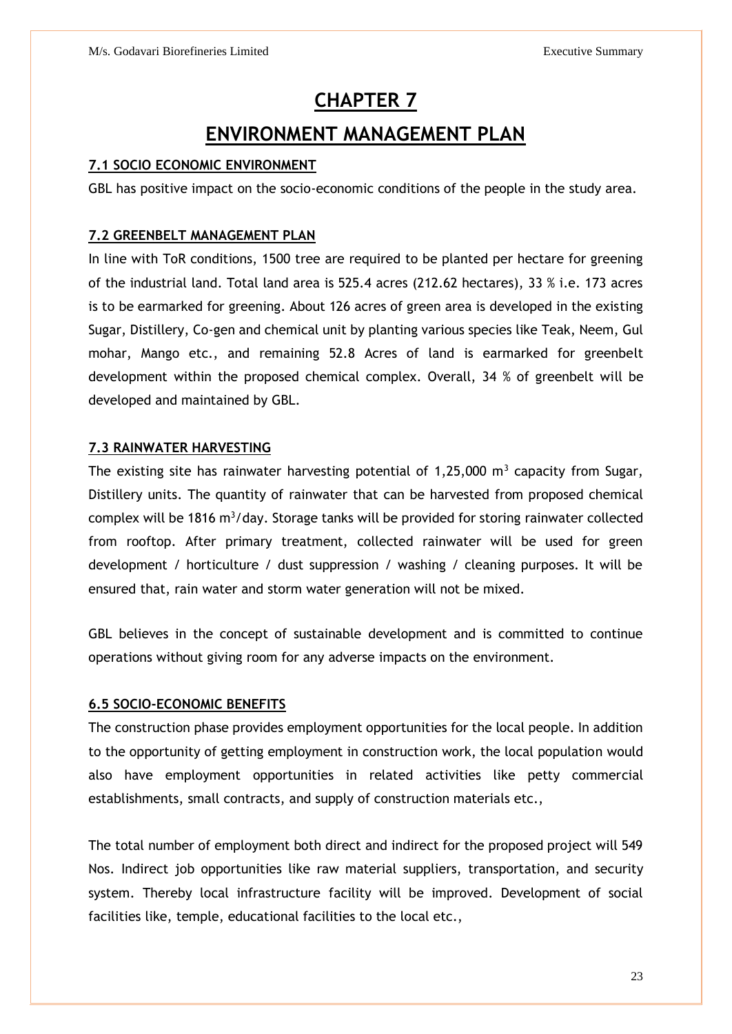# CHAPTER 7

# ENVIRONMENT MANAGEMENT PLAN

## 7.1 SOCIO ECONOMIC ENVIRONMENT

GBL has positive impact on the socio-economic conditions of the people in the study area.

## 7.2 GREENBELT MANAGEMENT PLAN

In line with ToR conditions, 1500 tree are required to be planted per hectare for greening of the industrial land. Total land area is 525.4 acres (212.62 hectares), 33 % i.e. 173 acres is to be earmarked for greening. About 126 acres of green area is developed in the existing Sugar, Distillery, Co-gen and chemical unit by planting various species like Teak, Neem, Gul mohar, Mango etc., and remaining 52.8 Acres of land is earmarked for greenbelt development within the proposed chemical complex. Overall, 34 % of greenbelt will be developed and maintained by GBL.

## 7.3 RAINWATER HARVESTING

The existing site has rainwater harvesting potential of 1,25,000 $m^3$ capacity from Sugar, Distillery units. The quantity of rainwater that can be harvested from proposed chemical complex will be 1816 $m^3$/day. Storage tanks will be provided for storing rainwater collected from rooftop. After primary treatment, collected rainwater will be used for green development / horticulture / dust suppression / washing / cleaning purposes. It will be ensured that, rain water and storm water generation will not be mixed.

GBL believes in the concept of sustainable development and is committed to continue operations without giving room for any adverse impacts on the environment.

## 6.5 SOCIO-ECONOMIC BENEFITS

The construction phase provides employment opportunities for the local people. In addition to the opportunity of getting employment in construction work, the local population would also have employment opportunities in related activities like petty commercial establishments, small contracts, and supply of construction materials etc.,

The total number of employment both direct and indirect for the proposed project will 549 Nos. Indirect job opportunities like raw material suppliers, transportation, and security system. Thereby local infrastructure facility will be improved. Development of social facilities like, temple, educational facilities to the local etc.,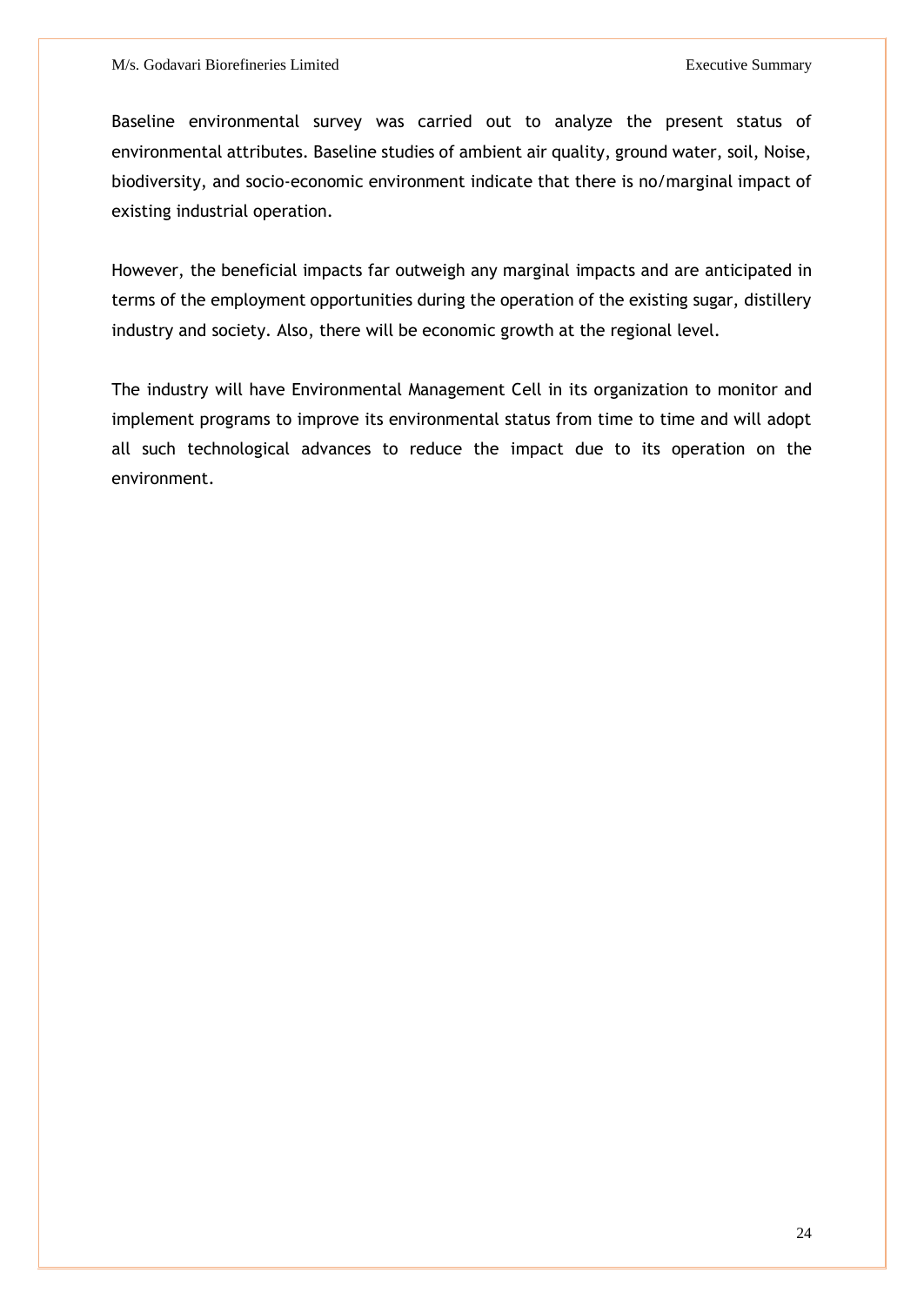Baseline environmental survey was carried out to analyze the present status of environmental attributes. Baseline studies of ambient air quality, ground water, soil, Noise, biodiversity, and socio-economic environment indicate that there is no/marginal impact of existing industrial operation.

However, the beneficial impacts far outweigh any marginal impacts and are anticipated in terms of the employment opportunities during the operation of the existing sugar, distillery industry and society. Also, there will be economic growth at the regional level.

The industry will have Environmental Management Cell in its organization to monitor and implement programs to improve its environmental status from time to time and will adopt all such technological advances to reduce the impact due to its operation on the environment.